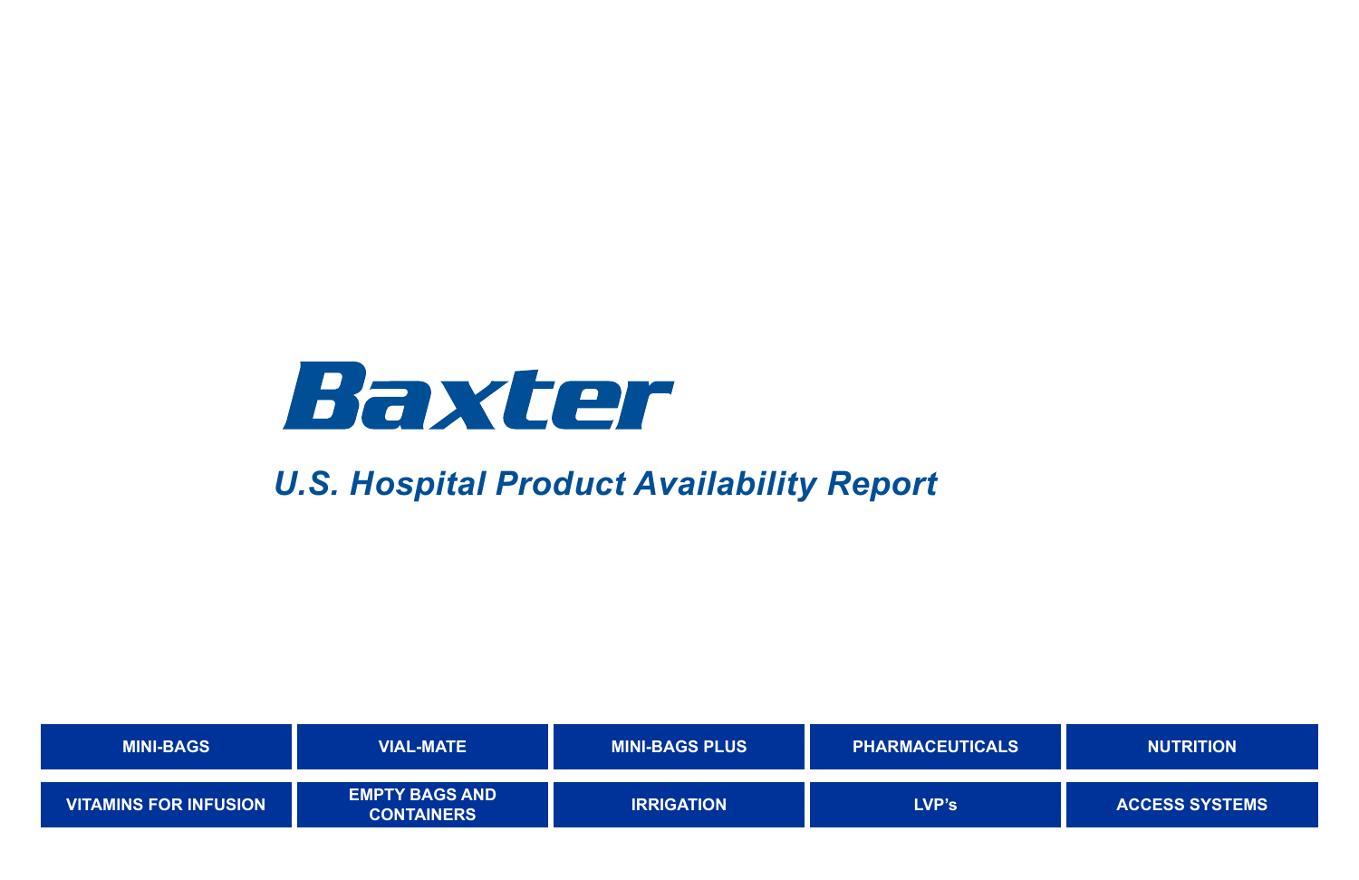# Baxter

## *U.S. Hospital Product Availability Report*

| MINI-BAGS | VIAL-MATE | MINI-BAGS PLUS | PHARMACEUTICALS | NUTRITION |
|---|---|---|---|---|
| VITAMINS FOR INFUSION | EMPTY BAGS AND CONTAINERS | IRRIGATION | LVP's | ACCESS SYSTEMS |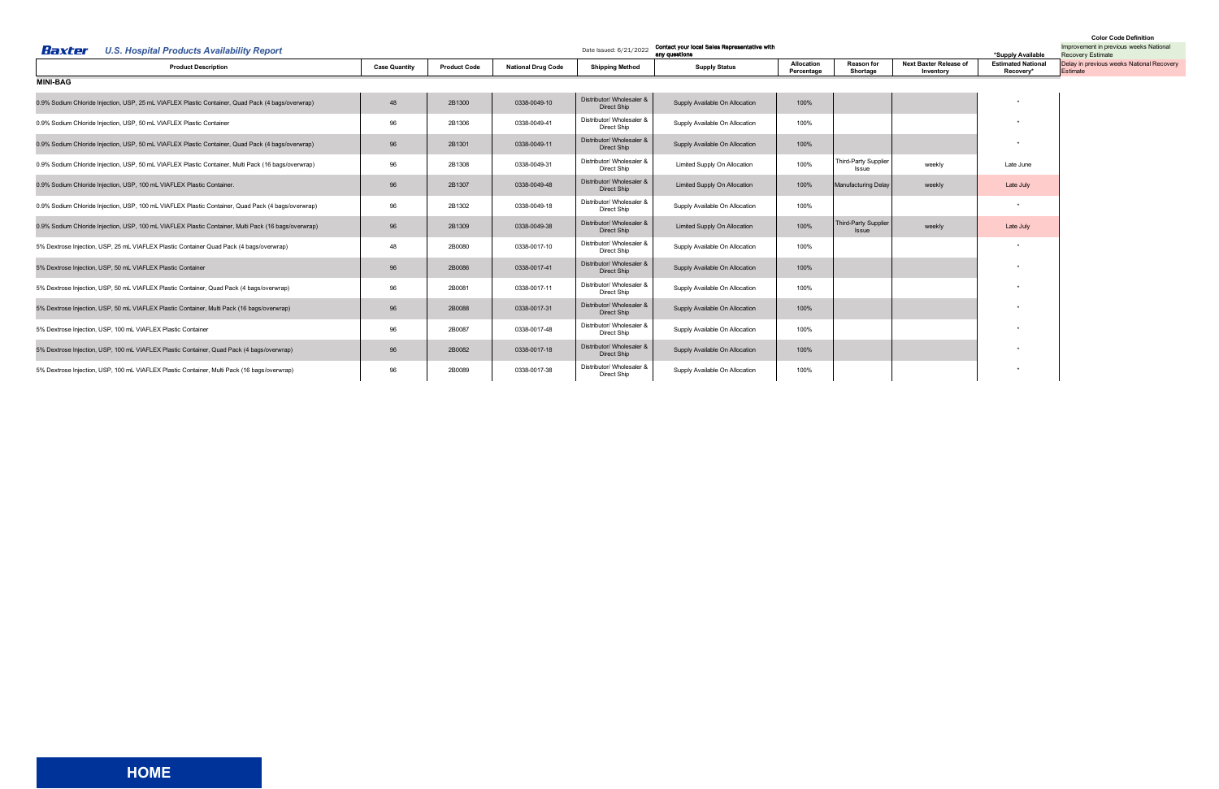**Baxter** *U.S. Hospital Products Availability Report*

Date Issued: 6/21/2022

**Contact your local Sales Representative with any questions**

**Color Code Definition**

- Improvement in previous weeks National Recovery Estimate
- Delay in previous weeks National Recovery Estimate

| Product Description | Case Quantity | Product Code | National Drug Code | Shipping Method | Supply Status | Allocation Percentage | Reason for Shortage | Next Baxter Release of Inventory | Estimated National Recovery* |
|---|---|---|---|---|---|---|---|---|---|
| **MINI-BAG** | | | | | | | | | |
| 0.9% Sodium Chloride Injection, USP, 25 mL VIAFLEX Plastic Container, Quad Pack (4 bags/overwrap) | 48 | 2B1300 | 0338-0049-10 | Distributor/ Wholesaler & Direct Ship | Supply Available On Allocation | 100% | | | * |
| 0.9% Sodium Chloride Injection, USP, 50 mL VIAFLEX Plastic Container | 96 | 2B1306 | 0338-0049-41 | Distributor/ Wholesaler & Direct Ship | Supply Available On Allocation | 100% | | | * |
| 0.9% Sodium Chloride Injection, USP, 50 mL VIAFLEX Plastic Container, Quad Pack (4 bags/overwrap) | 96 | 2B1301 | 0338-0049-11 | Distributor/ Wholesaler & Direct Ship | Supply Available On Allocation | 100% | | | * |
| 0.9% Sodium Chloride Injection, USP, 50 mL VIAFLEX Plastic Container, Multi Pack (16 bags/overwrap) | 96 | 2B1308 | 0338-0049-31 | Distributor/ Wholesaler & Direct Ship | Limited Supply On Allocation | 100% | Third-Party Supplier Issue | weekly | Late June |
| 0.9% Sodium Chloride Injection, USP, 100 mL VIAFLEX Plastic Container. | 96 | 2B1307 | 0338-0049-48 | Distributor/ Wholesaler & Direct Ship | Limited Supply On Allocation | 100% | Manufacturing Delay | weekly | Late July |
| 0.9% Sodium Chloride Injection, USP, 100 mL VIAFLEX Plastic Container, Quad Pack (4 bags/overwrap) | 96 | 2B1302 | 0338-0049-18 | Distributor/ Wholesaler & Direct Ship | Supply Available On Allocation | 100% | | | * |
| 0.9% Sodium Chloride Injection, USP, 100 mL VIAFLEX Plastic Container, Multi Pack (16 bags/overwrap) | 96 | 2B1309 | 0338-0049-38 | Distributor/ Wholesaler & Direct Ship | Limited Supply On Allocation | 100% | Third-Party Supplier Issue | weekly | Late July |
| 5% Dextrose Injection, USP, 25 mL VIAFLEX Plastic Container Quad Pack (4 bags/overwrap) | 48 | 2B0080 | 0338-0017-10 | Distributor/ Wholesaler & Direct Ship | Supply Available On Allocation | 100% | | | * |
| 5% Dextrose Injection, USP, 50 mL VIAFLEX Plastic Container | 96 | 2B0086 | 0338-0017-41 | Distributor/ Wholesaler & Direct Ship | Supply Available On Allocation | 100% | | | * |
| 5% Dextrose Injection, USP, 50 mL VIAFLEX Plastic Container, Quad Pack (4 bags/overwrap) | 96 | 2B0081 | 0338-0017-11 | Distributor/ Wholesaler & Direct Ship | Supply Available On Allocation | 100% | | | * |
| 5% Dextrose Injection, USP, 50 mL VIAFLEX Plastic Container, Multi Pack (16 bags/overwrap) | 96 | 2B0088 | 0338-0017-31 | Distributor/ Wholesaler & Direct Ship | Supply Available On Allocation | 100% | | | * |
| 5% Dextrose Injection, USP, 100 mL VIAFLEX Plastic Container | 96 | 2B0087 | 0338-0017-48 | Distributor/ Wholesaler & Direct Ship | Supply Available On Allocation | 100% | | | * |
| 5% Dextrose Injection, USP, 100 mL VIAFLEX Plastic Container, Quad Pack (4 bags/overwrap) | 96 | 2B0082 | 0338-0017-18 | Distributor/ Wholesaler & Direct Ship | Supply Available On Allocation | 100% | | | * |
| 5% Dextrose Injection, USP, 100 mL VIAFLEX Plastic Container, Multi Pack (16 bags/overwrap) | 96 | 2B0089 | 0338-0017-38 | Distributor/ Wholesaler & Direct Ship | Supply Available On Allocation | 100% | | | * |

*Supply Available

**HOME**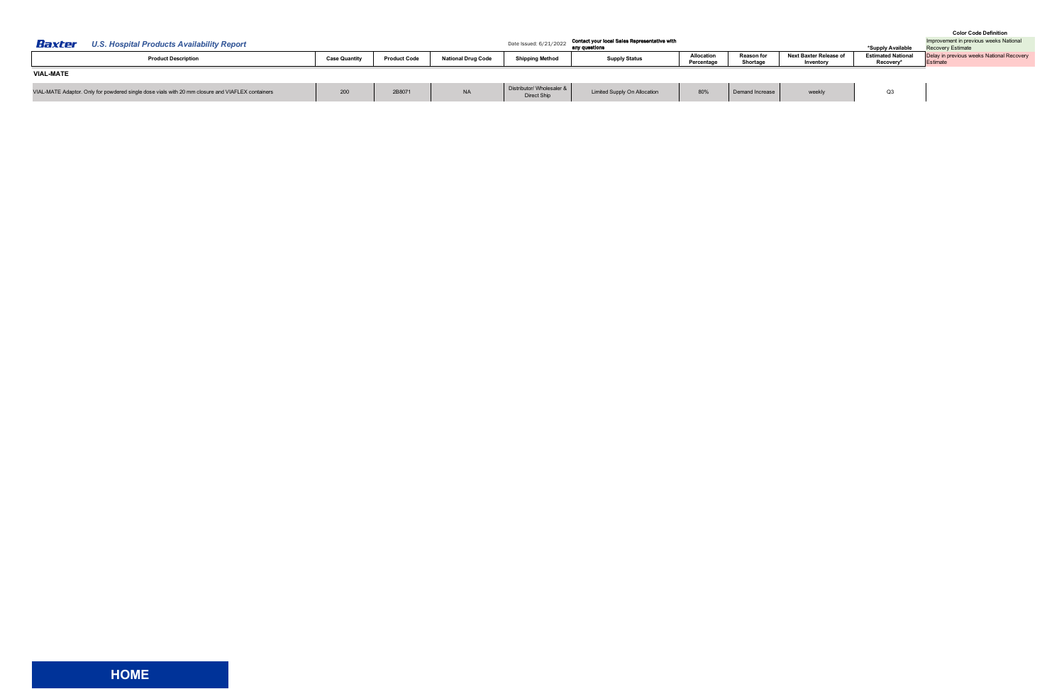**Baxter** *U.S. Hospital Products Availability Report*

Date Issued: 6/21/2022

**Contact your local Sales Representative with any questions**

\*Supply Available

**Color Code Definition**

| Improvement in previous weeks National Recovery Estimate |
|---|
| Delay in previous weeks National Recovery Estimate |

| Product Description | Case Quantity | Product Code | National Drug Code | Shipping Method | Supply Status | Allocation Percentage | Reason for Shortage | Next Baxter Release of Inventory | Estimated National Recovery* |
|---|---|---|---|---|---|---|---|---|---|
| **VIAL-MATE** | | | | | | | | | |
| VIAL-MATE Adaptor. Only for powdered single dose vials with 20 mm closure and VIAFLEX containers | 200 | 2B8071 | NA | Distributor/ Wholesaler & Direct Ship | Limited Supply On Allocation | 80% | Demand Increase | weekly | Q3 |

**HOME**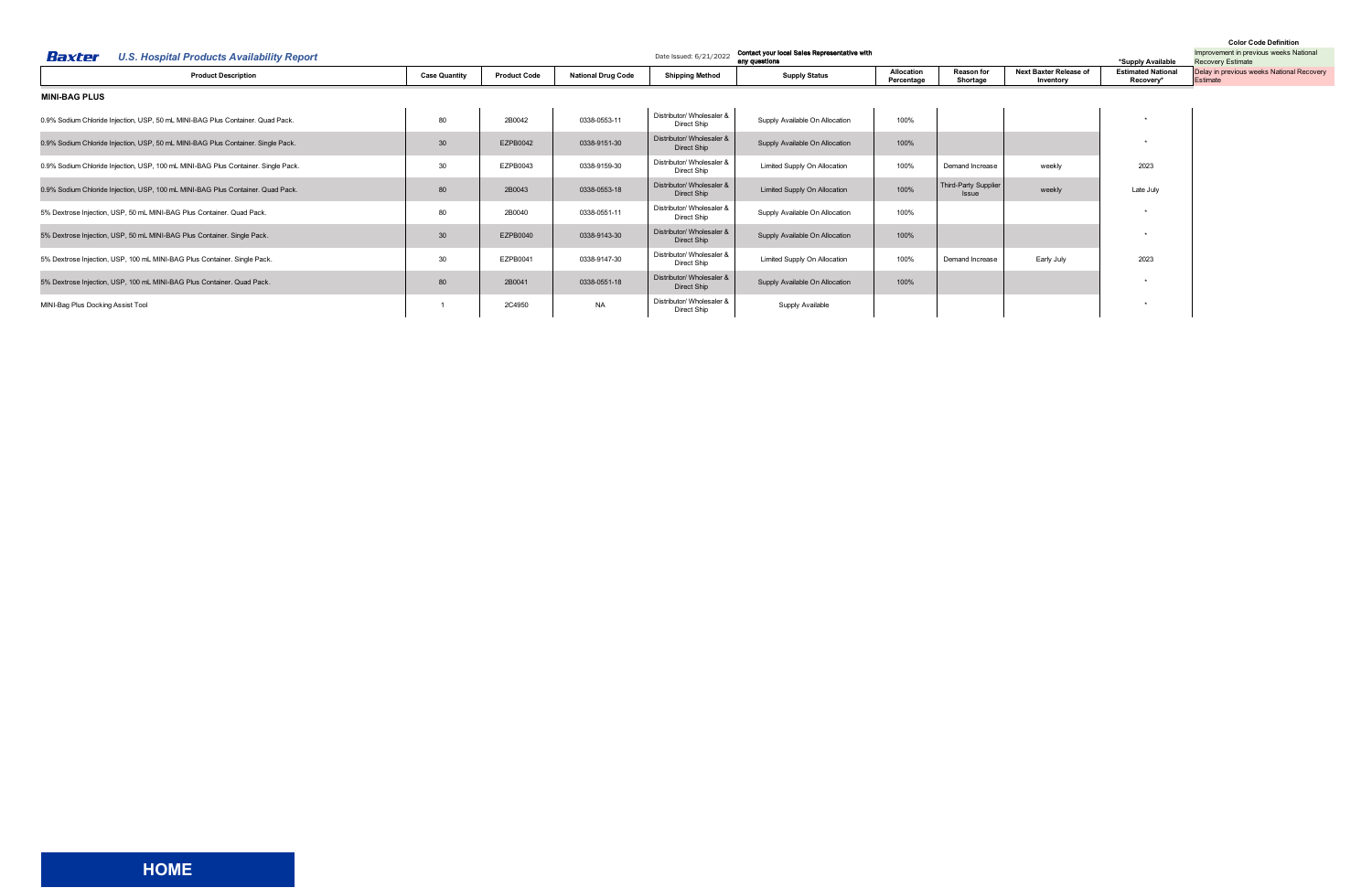**Baxter** *U.S. Hospital Products Availability Report*

Date Issued: 6/21/2022

**Contact your local Sales Representative with any questions**

*Supply Available

**Color Code Definition**

Improvement in previous weeks National Recovery Estimate

Delay in previous weeks National Recovery Estimate

| Product Description | Case Quantity | Product Code | National Drug Code | Shipping Method | Supply Status | Allocation Percentage | Reason for Shortage | Next Baxter Release of Inventory | Estimated National Recovery* |
|---|---|---|---|---|---|---|---|---|---|
| **MINI-BAG PLUS** | | | | | | | | | |
| 0.9% Sodium Chloride Injection, USP, 50 mL MINI-BAG Plus Container. Quad Pack. | 80 | 2B0042 | 0338-0553-11 | Distributor/ Wholesaler & Direct Ship | Supply Available On Allocation | 100% | | | * |
| 0.9% Sodium Chloride Injection, USP, 50 mL MINI-BAG Plus Container. Single Pack. | 30 | EZPB0042 | 0338-9151-30 | Distributor/ Wholesaler & Direct Ship | Supply Available On Allocation | 100% | | | * |
| 0.9% Sodium Chloride Injection, USP, 100 mL MINI-BAG Plus Container. Single Pack. | 30 | EZPB0043 | 0338-9159-30 | Distributor/ Wholesaler & Direct Ship | Limited Supply On Allocation | 100% | Demand Increase | weekly | 2023 |
| 0.9% Sodium Chloride Injection, USP, 100 mL MINI-BAG Plus Container. Quad Pack. | 80 | 2B0043 | 0338-0553-18 | Distributor/ Wholesaler & Direct Ship | Limited Supply On Allocation | 100% | Third-Party Supplier Issue | weekly | Late July |
| 5% Dextrose Injection, USP, 50 mL MINI-BAG Plus Container. Quad Pack. | 80 | 2B0040 | 0338-0551-11 | Distributor/ Wholesaler & Direct Ship | Supply Available On Allocation | 100% | | | * |
| 5% Dextrose Injection, USP, 50 mL MINI-BAG Plus Container. Single Pack. | 30 | EZPB0040 | 0338-9143-30 | Distributor/ Wholesaler & Direct Ship | Supply Available On Allocation | 100% | | | * |
| 5% Dextrose Injection, USP, 100 mL MINI-BAG Plus Container. Single Pack. | 30 | EZPB0041 | 0338-9147-30 | Distributor/ Wholesaler & Direct Ship | Limited Supply On Allocation | 100% | Demand Increase | Early July | 2023 |
| 5% Dextrose Injection, USP, 100 mL MINI-BAG Plus Container. Quad Pack. | 80 | 2B0041 | 0338-0551-18 | Distributor/ Wholesaler & Direct Ship | Supply Available On Allocation | 100% | | | * |
| MINI-Bag Plus Docking Assist Tool | 1 | 2C4950 | NA | Distributor/ Wholesaler & Direct Ship | Supply Available | | | | * |

HOME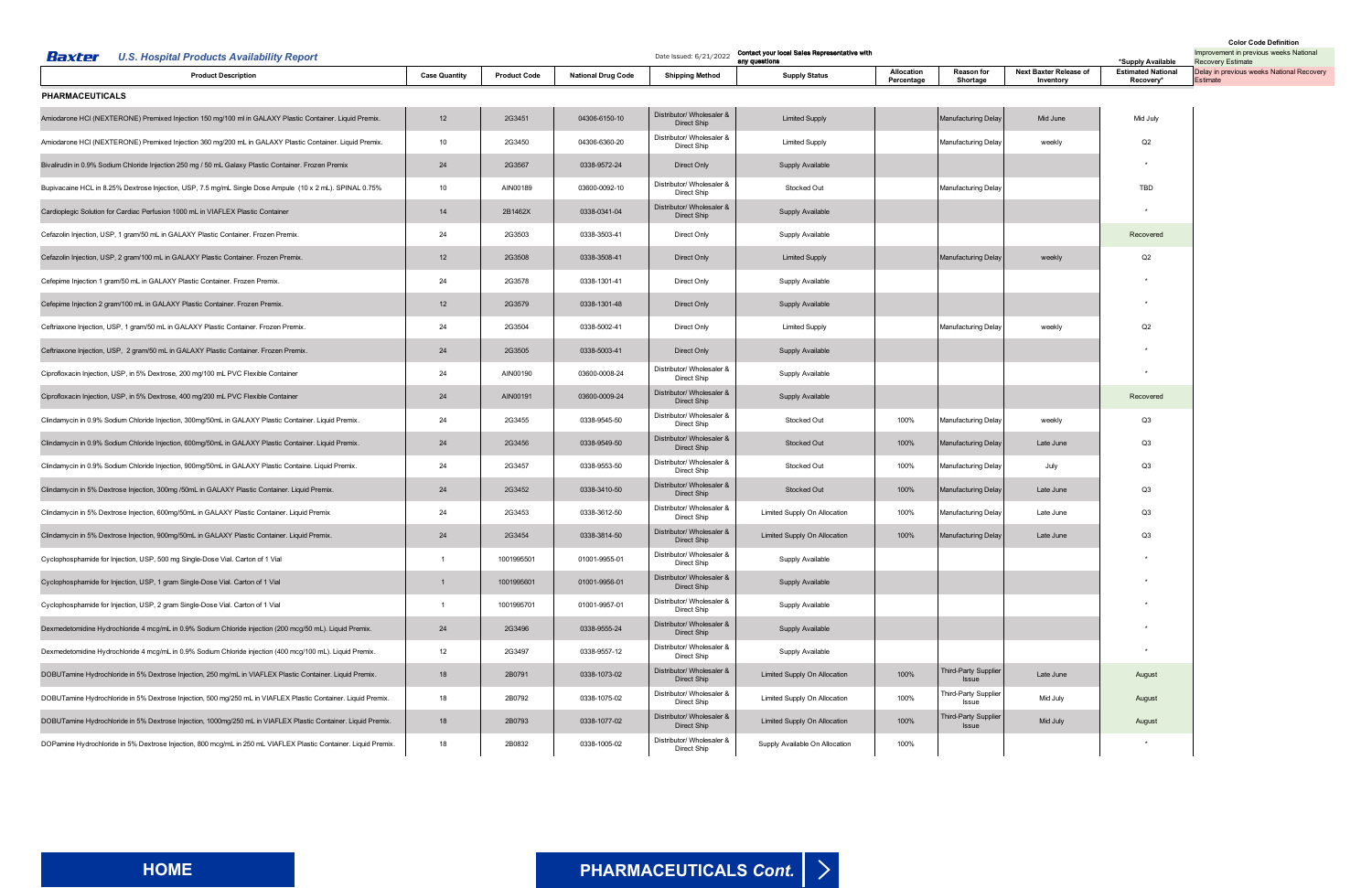**Baxter** *U.S. Hospital Products Availability Report*

Date Issued: 6/21/2022

Contact your local Sales Representative with any questions

*Supply Available

**Color Code Definition**

Improvement in previous weeks National Recovery Estimate

Delay in previous weeks National Recovery Estimate

| Product Description | Case Quantity | Product Code | National Drug Code | Shipping Method | Supply Status | Allocation Percentage | Reason for Shortage | Next Baxter Release of Inventory | Estimated National Recovery* |
|---|---|---|---|---|---|---|---|---|---|
| **PHARMACEUTICALS** | | | | | | | | | |
| Amiodarone HCl (NEXTERONE) Premixed Injection 150 mg/100 ml in GALAXY Plastic Container. Liquid Premix. | 12 | 2G3451 | 04306-6150-10 | Distributor/ Wholesaler & Direct Ship | Limited Supply | | Manufacturing Delay | Mid June | Mid July |
| Amiodarone HCl (NEXTERONE) Premixed Injection 360 mg/200 mL in GALAXY Plastic Container. Liquid Premix. | 10 | 2G3450 | 04306-6360-20 | Distributor/ Wholesaler & Direct Ship | Limited Supply | | Manufacturing Delay | weekly | Q2 |
| Bivalirudin in 0.9% Sodium Chloride Injection 250 mg / 50 mL Galaxy Plastic Container. Frozen Premix | 24 | 2G3567 | 0338-9572-24 | Direct Only | Supply Available | | | | * |
| Bupivacaine HCL in 8.25% Dextrose Injection, USP, 7.5 mg/mL Single Dose Ampule (10 x 2 mL). SPINAL 0.75% | 10 | AIN00189 | 03600-0092-10 | Distributor/ Wholesaler & Direct Ship | Stocked Out | | Manufacturing Delay | | TBD |
| Cardioplegic Solution for Cardiac Perfusion 1000 mL in VIAFLEX Plastic Container | 14 | 2B1462X | 0338-0341-04 | Distributor/ Wholesaler & Direct Ship | Supply Available | | | | * |
| Cefazolin Injection, USP, 1 gram/50 mL in GALAXY Plastic Container. Frozen Premix. | 24 | 2G3503 | 0338-3503-41 | Direct Only | Supply Available | | | | Recovered |
| Cefazolin Injection, USP, 2 gram/100 mL in GALAXY Plastic Container. Frozen Premix. | 12 | 2G3508 | 0338-3508-41 | Direct Only | Limited Supply | | Manufacturing Delay | weekly | Q2 |
| Cefepime Injection 1 gram/50 mL in GALAXY Plastic Container. Frozen Premix. | 24 | 2G3578 | 0338-1301-41 | Direct Only | Supply Available | | | | * |
| Cefepime Injection 2 gram/100 mL in GALAXY Plastic Container. Frozen Premix. | 12 | 2G3579 | 0338-1301-48 | Direct Only | Supply Available | | | | * |
| Ceftriaxone Injection, USP, 1 gram/50 mL in GALAXY Plastic Container. Frozen Premix. | 24 | 2G3504 | 0338-5002-41 | Direct Only | Limited Supply | | Manufacturing Delay | weekly | Q2 |
| Ceftriaxone Injection, USP, 2 gram/50 mL in GALAXY Plastic Container. Frozen Premix. | 24 | 2G3505 | 0338-5003-41 | Direct Only | Supply Available | | | | * |
| Ciprofloxacin Injection, USP, in 5% Dextrose, 200 mg/100 mL PVC Flexible Container | 24 | AIN00190 | 03600-0008-24 | Distributor/ Wholesaler & Direct Ship | Supply Available | | | | * |
| Ciprofloxacin Injection, USP, in 5% Dextrose, 400 mg/200 mL PVC Flexible Container | 24 | AIN00191 | 03600-0009-24 | Distributor/ Wholesaler & Direct Ship | Supply Available | | | | Recovered |
| Clindamycin in 0.9% Sodium Chloride Injection, 300mg/50mL in GALAXY Plastic Container. Liquid Premix. | 24 | 2G3455 | 0338-9545-50 | Distributor/ Wholesaler & Direct Ship | Stocked Out | 100% | Manufacturing Delay | weekly | Q3 |
| Clindamycin in 0.9% Sodium Chloride Injection, 600mg/50mL in GALAXY Plastic Container. Liquid Premix. | 24 | 2G3456 | 0338-9549-50 | Distributor/ Wholesaler & Direct Ship | Stocked Out | 100% | Manufacturing Delay | Late June | Q3 |
| Clindamycin in 0.9% Sodium Chloride Injection, 900mg/50mL in GALAXY Plastic Containe. Liquid Premix. | 24 | 2G3457 | 0338-9553-50 | Distributor/ Wholesaler & Direct Ship | Stocked Out | 100% | Manufacturing Delay | July | Q3 |
| Clindamycin in 5% Dextrose Injection, 300mg /50mL in GALAXY Plastic Container. Liquid Premix. | 24 | 2G3452 | 0338-3410-50 | Distributor/ Wholesaler & Direct Ship | Stocked Out | 100% | Manufacturing Delay | Late June | Q3 |
| Clindamycin in 5% Dextrose Injection, 600mg/50mL in GALAXY Plastic Container. Liquid Premix | 24 | 2G3453 | 0338-3612-50 | Distributor/ Wholesaler & Direct Ship | Limited Supply On Allocation | 100% | Manufacturing Delay | Late June | Q3 |
| Clindamycin in 5% Dextrose Injection, 900mg/50mL in GALAXY Plastic Container. Liquid Premix. | 24 | 2G3454 | 0338-3814-50 | Distributor/ Wholesaler & Direct Ship | Limited Supply On Allocation | 100% | Manufacturing Delay | Late June | Q3 |
| Cyclophosphamide for Injection, USP, 500 mg Single-Dose Vial. Carton of 1 Vial | 1 | 1001995501 | 01001-9955-01 | Distributor/ Wholesaler & Direct Ship | Supply Available | | | | * |
| Cyclophosphamide for Injection, USP, 1 gram Single-Dose Vial. Carton of 1 Vial | 1 | 1001995601 | 01001-9956-01 | Distributor/ Wholesaler & Direct Ship | Supply Available | | | | * |
| Cyclophosphamide for Injection, USP, 2 gram Single-Dose Vial. Carton of 1 Vial | 1 | 1001995701 | 01001-9957-01 | Distributor/ Wholesaler & Direct Ship | Supply Available | | | | * |
| Dexmedetomidine Hydrochloride 4 mcg/mL in 0.9% Sodium Chloride injection (200 mcg/50 mL). Liquid Premix. | 24 | 2G3496 | 0338-9555-24 | Distributor/ Wholesaler & Direct Ship | Supply Available | | | | * |
| Dexmedetomidine Hydrochloride 4 mcg/mL in 0.9% Sodium Chloride injection (400 mcg/100 mL). Liquid Premix. | 12 | 2G3497 | 0338-9557-12 | Distributor/ Wholesaler & Direct Ship | Supply Available | | | | * |
| DOBUTamine Hydrochloride in 5% Dextrose Injection, 250 mg/mL in VIAFLEX Plastic Container. Liquid Premix. | 18 | 2B0791 | 0338-1073-02 | Distributor/ Wholesaler & Direct Ship | Limited Supply On Allocation | 100% | Third-Party Supplier Issue | Late June | August |
| DOBUTamine Hydrochloride in 5% Dextrose Injection, 500 mg/250 mL in VIAFLEX Plastic Container. Liquid Premix. | 18 | 2B0792 | 0338-1075-02 | Distributor/ Wholesaler & Direct Ship | Limited Supply On Allocation | 100% | Third-Party Supplier Issue | Mid July | August |
| DOBUTamine Hydrochloride in 5% Dextrose Injection, 1000mg/250 mL in VIAFLEX Plastic Container. Liquid Premix. | 18 | 2B0793 | 0338-1077-02 | Distributor/ Wholesaler & Direct Ship | Limited Supply On Allocation | 100% | Third-Party Supplier Issue | Mid July | August |
| DOPamine Hydrochloride in 5% Dextrose Injection, 800 mcg/mL in 250 mL VIAFLEX Plastic Container. Liquid Premix. | 18 | 2B0832 | 0338-1005-02 | Distributor/ Wholesaler & Direct Ship | Supply Available On Allocation | 100% | | | * |

**HOME**

**PHARMACEUTICALS *Cont.***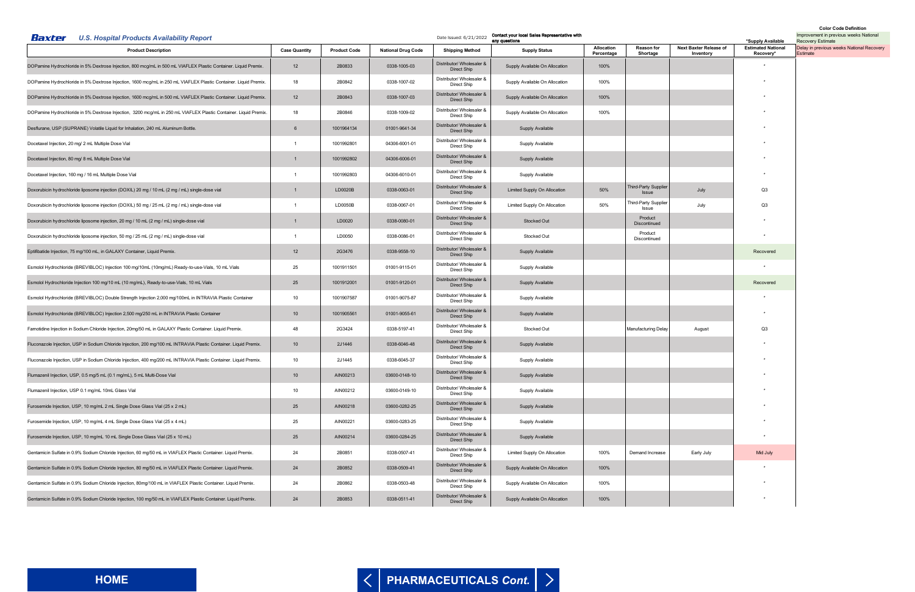**Baxter** *U.S. Hospital Products Availability Report*

Date Issued: 6/21/2022 **Contact your local Sales Representative with any questions**

| Color Code Definition |
|---|
| Improvement in previous weeks National Recovery Estimate |
| Delay in previous weeks National Recovery Estimate |

| Product Description | Case Quantity | Product Code | National Drug Code | Shipping Method | Supply Status | Allocation Percentage | Reason for Shortage | Next Baxter Release of Inventory | *Supply Available Estimated National Recovery* |
|---|---|---|---|---|---|---|---|---|---|
| DOPamine Hydrochloride in 5% Dextrose Injection, 800 mcg/mL in 500 mL VIAFLEX Plastic Container. Liquid Premix. | 12 | 2B0833 | 0338-1005-03 | Distributor/ Wholesaler & Direct Ship | Supply Available On Allocation | 100% | | | * |
| DOPamine Hydrochloride in 5% Dextrose Injection, 1600 mcg/mL in 250 mL VIAFLEX Plastic Container. Liquid Premix. | 18 | 2B0842 | 0338-1007-02 | Distributor/ Wholesaler & Direct Ship | Supply Available On Allocation | 100% | | | * |
| DOPamine Hydrochloride in 5% Dextrose Injection, 1600 mcg/mL in 500 mL VIAFLEX Plastic Container. Liquid Premix. | 12 | 2B0843 | 0338-1007-03 | Distributor/ Wholesaler & Direct Ship | Supply Available On Allocation | 100% | | | * |
| DOPamine Hydrochloride in 5% Dextrose Injection, 3200 mcg/mL in 250 mL VIAFLEX Plastic Container. Liquid Premix. | 18 | 2B0846 | 0338-1009-02 | Distributor/ Wholesaler & Direct Ship | Supply Available On Allocation | 100% | | | * |
| Desflurane, USP (SUPRANE) Volatile Liquid for Inhalation, 240 mL Aluminum Bottle. | 6 | 1001964134 | 01001-9641-34 | Distributor/ Wholesaler & Direct Ship | Supply Available | | | | * |
| Docetaxel Injection, 20 mg/ 2 mL Multiple Dose Vial | 1 | 1001992801 | 04306-6001-01 | Distributor/ Wholesaler & Direct Ship | Supply Available | | | | * |
| Docetaxel Injection, 80 mg/ 8 mL Multiple Dose Vial | 1 | 1001992802 | 04306-6006-01 | Distributor/ Wholesaler & Direct Ship | Supply Available | | | | * |
| Docetaxel Injection, 160 mg / 16 mL Multiple Dose Vial | 1 | 1001992803 | 04306-6010-01 | Distributor/ Wholesaler & Direct Ship | Supply Available | | | | * |
| Doxorubicin hydrochloride liposome injection (DOXIL) 20 mg / 10 mL (2 mg / mL) single-dose vial | 1 | LD0020B | 0338-0063-01 | Distributor/ Wholesaler & Direct Ship | Limited Supply On Allocation | 50% | Third-Party Supplier Issue | July | Q3 |
| Doxorubicin hydrochloride liposome injection (DOXIL) 50 mg / 25 mL (2 mg / mL) single-dose vial | 1 | LD0050B | 0338-0067-01 | Distributor/ Wholesaler & Direct Ship | Limited Supply On Allocation | 50% | Third-Party Supplier Issue | July | Q3 |
| Doxorubicin hydrochloride liposome injection, 20 mg / 10 mL (2 mg / mL) single-dose vial | 1 | LD0020 | 0338-0080-01 | Distributor/ Wholesaler & Direct Ship | Stocked Out | | Product Discontinued | | * |
| Doxorubicin hydrochloride liposome injection, 50 mg / 25 mL (2 mg / mL) single-dose vial | 1 | LD0050 | 0338-0086-01 | Distributor/ Wholesaler & Direct Ship | Stocked Out | | Product Discontinued | | * |
| Eptifibatide Injection, 75 mg/100 mL, in GALAXY Container, Liquid Premix. | 12 | 2G3476 | 0338-9558-10 | Distributor/ Wholesaler & Direct Ship | Supply Available | | | | Recovered |
| Esmolol Hydrochloride (BREVIBLOC) Injection 100 mg/10mL (10mg/mL) Ready-to-use-Vials, 10 mL Vials | 25 | 1001911501 | 01001-9115-01 | Distributor/ Wholesaler & Direct Ship | Supply Available | | | | * |
| Esmolol Hydrochloride Injection 100 mg/10 mL (10 mg/mL), Ready-to-use-Vials, 10 mL Vials | 25 | 1001912001 | 01001-9120-01 | Distributor/ Wholesaler & Direct Ship | Supply Available | | | | Recovered |
| Esmolol Hydrochloride (BREVIBLOC) Double Strength Injection 2,000 mg/100mL in INTRAVIA Plastic Container | 10 | 1001907587 | 01001-9075-87 | Distributor/ Wholesaler & Direct Ship | Supply Available | | | | * |
| Esmolol Hydrochloride (BREVIBLOC) Injection 2,500 mg/250 mL in INTRAVIA Plastic Container | 10 | 1001905561 | 01001-9055-61 | Distributor/ Wholesaler & Direct Ship | Supply Available | | | | * |
| Famotidine Injection in Sodium Chloride Injection, 20mg/50 mL in GALAXY Plastic Container. Liquid Premix. | 48 | 2G3424 | 0338-5197-41 | Distributor/ Wholesaler & Direct Ship | Stocked Out | | Manufacturing Delay | August | Q3 |
| Fluconazole Injection, USP in Sodium Chloride Injection, 200 mg/100 mL INTRAVIA Plastic Container. Liquid Premix. | 10 | 2J1446 | 0338-6046-48 | Distributor/ Wholesaler & Direct Ship | Supply Available | | | | * |
| Fluconazole Injection, USP in Sodium Chloride Injection, 400 mg/200 mL INTRAVIA Plastic Container. Liquid Premix. | 10 | 2J1445 | 0338-6045-37 | Distributor/ Wholesaler & Direct Ship | Supply Available | | | | * |
| Flumazenil Injection, USP, 0.5 mg/5 mL (0.1 mg/mL), 5 mL Multi-Dose Vial | 10 | AIN00213 | 03600-0148-10 | Distributor/ Wholesaler & Direct Ship | Supply Available | | | | * |
| Flumazenil Injection, USP 0.1 mg/mL 10mL Glass Vial | 10 | AIN00212 | 03600-0149-10 | Distributor/ Wholesaler & Direct Ship | Supply Available | | | | * |
| Furosemide Injection, USP, 10 mg/mL 2 mL Single Dose Glass Vial (25 x 2 mL) | 25 | AIN00218 | 03600-0282-25 | Distributor/ Wholesaler & Direct Ship | Supply Available | | | | * |
| Furosemide Injection, USP, 10 mg/mL 4 mL Single Dose Glass Vial (25 x 4 mL) | 25 | AIN00221 | 03600-0283-25 | Distributor/ Wholesaler & Direct Ship | Supply Available | | | | * |
| Furosemide Injection, USP, 10 mg/mL 10 mL Single Dose Glass Vial (25 x 10 mL) | 25 | AIN00214 | 03600-0284-25 | Distributor/ Wholesaler & Direct Ship | Supply Available | | | | * |
| Gentamicin Sulfate in 0.9% Sodium Chloride Injection, 60 mg/50 mL in VIAFLEX Plastic Container. Liquid Premix. | 24 | 2B0851 | 0338-0507-41 | Distributor/ Wholesaler & Direct Ship | Limited Supply On Allocation | 100% | Demand Increase | Early July | Mid July |
| Gentamicin Sulfate in 0.9% Sodium Chloride Injection, 80 mg/50 mL in VIAFLEX Plastic Container. Liquid Premix. | 24 | 2B0852 | 0338-0509-41 | Distributor/ Wholesaler & Direct Ship | Supply Available On Allocation | 100% | | | * |
| Gentamicin Sulfate in 0.9% Sodium Chloride Injection, 80mg/100 mL in VIAFLEX Plastic Container. Liquid Premix. | 24 | 2B0862 | 0338-0503-48 | Distributor/ Wholesaler & Direct Ship | Supply Available On Allocation | 100% | | | * |
| Gentamicin Sulfate in 0.9% Sodium Chloride Injection, 100 mg/50 mL in VIAFLEX Plastic Container. Liquid Premix. | 24 | 2B0853 | 0338-0511-41 | Distributor/ Wholesaler & Direct Ship | Supply Available On Allocation | 100% | | | * |

**HOME** | **PHARMACEUTICALS *Cont.***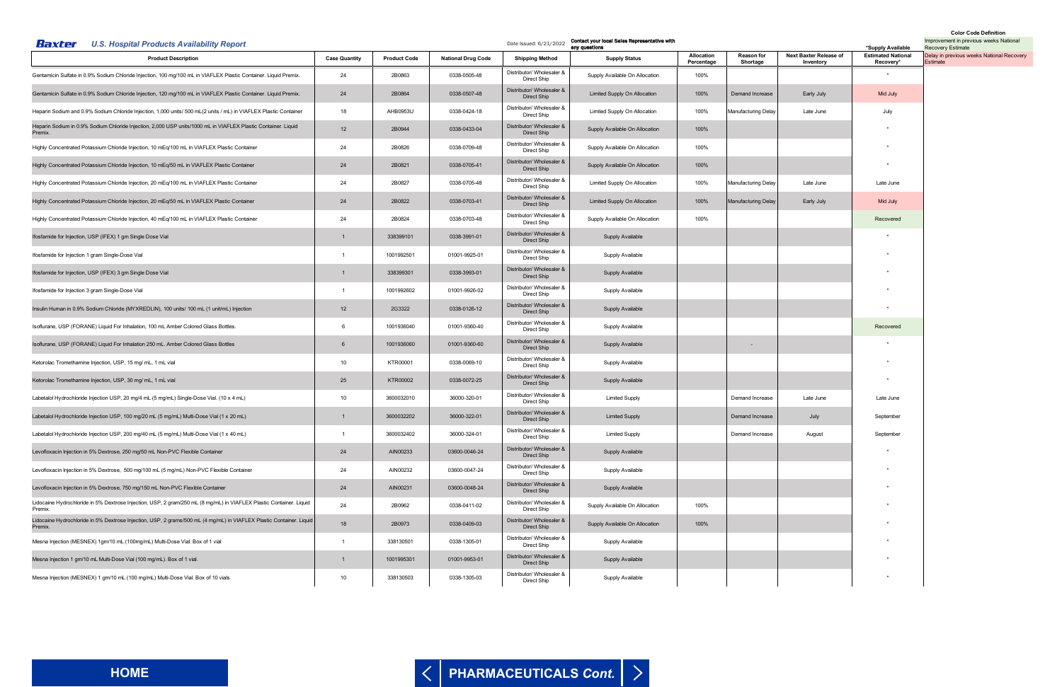**Baxter** *U.S. Hospital Products Availability Report*

Date Issued: 6/21/2022 — Contact your local Sales Representative with any questions

**Color Code Definition**

- Improvement in previous weeks National Recovery Estimate
- Delay in previous weeks National Recovery Estimate

| Product Description | Case Quantity | Product Code | National Drug Code | Shipping Method | Supply Status | Allocation Percentage | Reason for Shortage | Next Baxter Release of Inventory | *Supply Available Estimated National Recovery* |
|---|---|---|---|---|---|---|---|---|---|
| Gentamicin Sulfate in 0.9% Sodium Chloride Injection, 100 mg/100 mL in VIAFLEX Plastic Container. Liquid Premix. | 24 | 2B0863 | 0338-0505-48 | Distributor/ Wholesaler & Direct Ship | Supply Available On Allocation | 100% | | | * |
| Gentamicin Sulfate in 0.9% Sodium Chloride Injection, 120 mg/100 mL in VIAFLEX Plastic Container. Liquid Premix. | 24 | 2B0864 | 0338-0507-48 | Distributor/ Wholesaler & Direct Ship | Limited Supply On Allocation | 100% | Demand Increase | Early July | Mid July |
| Heparin Sodium and 0.9% Sodium Chloride Injection, 1,000 units/ 500 mL(2 units / mL) in VIAFLEX Plastic Container | 18 | AHB0953U | 0338-0424-18 | Distributor/ Wholesaler & Direct Ship | Limited Supply On Allocation | 100% | Manufacturing Delay | Late June | July |
| Heparin Sodium in 0.9% Sodium Chloride Injection, 2,000 USP units/1000 mL in VIAFLEX Plastic Container. Liquid Premix. | 12 | 2B0944 | 0338-0433-04 | Distributor/ Wholesaler & Direct Ship | Supply Available On Allocation | 100% | | | * |
| Highly Concentrated Potassium Chloride Injection, 10 mEq/100 mL in VIAFLEX Plastic Container | 24 | 2B0826 | 0338-0709-48 | Distributor/ Wholesaler & Direct Ship | Supply Available On Allocation | 100% | | | * |
| Highly Concentrated Potassium Chloride Injection, 10 mEq/50 mL in VIAFLEX Plastic Container | 24 | 2B0821 | 0338-0705-41 | Distributor/ Wholesaler & Direct Ship | Supply Available On Allocation | 100% | | | * |
| Highly Concentrated Potassium Chloride Injection, 20 mEq/100 mL in VIAFLEX Plastic Container | 24 | 2B0827 | 0338-0705-48 | Distributor/ Wholesaler & Direct Ship | Limited Supply On Allocation | 100% | Manufacturing Delay | Late June | Late June |
| Highly Concentrated Potassium Chloride Injection, 20 mEq/50 mL in VIAFLEX Plastic Container | 24 | 2B0822 | 0338-0703-41 | Distributor/ Wholesaler & Direct Ship | Limited Supply On Allocation | 100% | Manufacturing Delay | Early July | Mid July |
| Highly Concentrated Potassium Chloride Injection, 40 mEq/100 mL in VIAFLEX Plastic Container | 24 | 2B0824 | 0338-0703-48 | Distributor/ Wholesaler & Direct Ship | Supply Available On Allocation | 100% | | | Recovered |
| Ifosfamide for Injection, USP (IFEX) 1 gm Single Dose Vial | 1 | 338399101 | 0338-3991-01 | Distributor/ Wholesaler & Direct Ship | Supply Available | | | | * |
| Ifosfamide for Injection 1 gram Single-Dose Vial | 1 | 1001992501 | 01001-9925-01 | Distributor/ Wholesaler & Direct Ship | Supply Available | | | | * |
| Ifosfamide for Injection, USP (IFEX) 3 gm Single Dose Vial | 1 | 338399301 | 0338-3993-01 | Distributor/ Wholesaler & Direct Ship | Supply Available | | | | * |
| Ifosfamide for Injection 3 gram Single-Dose Vial | 1 | 1001992602 | 01001-9926-02 | Distributor/ Wholesaler & Direct Ship | Supply Available | | | | * |
| Insulin Human in 0.9% Sodium Chloride (MYXREDLIN), 100 units/ 100 mL (1 unit/mL) Injection | 12 | 2G3322 | 0338-0126-12 | Distributor/ Wholesaler & Direct Ship | Supply Available | | | | * |
| Isoflurane, USP (FORANE) Liquid For Inhalation, 100 mL Amber Colored Glass Bottles. | 6 | 1001936040 | 01001-9360-40 | Distributor/ Wholesaler & Direct Ship | Supply Available | | | | Recovered |
| Isoflurane, USP (FORANE) Liquid For Inhalation 250 mL. Amber Colored Glass Bottles | 6 | 1001936060 | 01001-9360-60 | Distributor/ Wholesaler & Direct Ship | Supply Available | | - | | * |
| Ketorolac Tromethamine Injection, USP, 15 mg/ mL, 1 mL vial | 10 | KTR00001 | 0338-0069-10 | Distributor/ Wholesaler & Direct Ship | Supply Available | | | | * |
| Ketorolac Tromethamine Injection, USP, 30 mg/ mL, 1 mL vial | 25 | KTR00002 | 0338-0072-25 | Distributor/ Wholesaler & Direct Ship | Supply Available | | | | * |
| Labetalol Hydrochloride Injection USP, 20 mg/4 mL (5 mg/mL) Single-Dose Vial. (10 x 4 mL) | 10 | 3600032010 | 36000-320-01 | Distributor/ Wholesaler & Direct Ship | Limited Supply | | Demand Increase | Late June | Late June |
| Labetalol Hydrochloride Injection USP, 100 mg/20 mL (5 mg/mL) Multi-Dose Vial (1 x 20 mL) | 1 | 3600032202 | 36000-322-01 | Distributor/ Wholesaler & Direct Ship | Limited Supply | | Demand Increase | July | September |
| Labetalol Hydrochloride Injection USP, 200 mg/40 mL (5 mg/mL) Multi-Dose Vial (1 x 40 mL) | 1 | 3600032402 | 36000-324-01 | Distributor/ Wholesaler & Direct Ship | Limited Supply | | Demand Increase | August | September |
| Levofloxacin Injection in 5% Dextrose, 250 mg/50 mL Non-PVC Flexible Container | 24 | AIN00233 | 03600-0046-24 | Distributor/ Wholesaler & Direct Ship | Supply Available | | | | * |
| Levofloxacin Injection in 5% Dextrose, 500 mg/100 mL (5 mg/mL) Non-PVC Flexible Container | 24 | AIN00232 | 03600-0047-24 | Distributor/ Wholesaler & Direct Ship | Supply Available | | | | * |
| Levofloxacin Injection in 5% Dextrose, 750 mg/150 mL Non-PVC Flexible Container | 24 | AIN00231 | 03600-0048-24 | Distributor/ Wholesaler & Direct Ship | Supply Available | | | | * |
| Lidocaine Hydrochloride in 5% Dextrose Injection, USP, 2 gram/250 mL (8 mg/mL) in VIAFLEX Plastic Container. Liquid Premix. | 24 | 2B0962 | 0338-0411-02 | Distributor/ Wholesaler & Direct Ship | Supply Available On Allocation | 100% | | | * |
| Lidocaine Hydrochloride in 5% Dextrose Injection, USP, 2 grams/500 mL (4 mg/mL) in VIAFLEX Plastic Container. Liquid Premix. | 18 | 2B0973 | 0338-0409-03 | Distributor/ Wholesaler & Direct Ship | Supply Available On Allocation | 100% | | | * |
| Mesna Injection (MESNEX) 1gm/10 mL (100mg/mL) Multi-Dose Vial. Box of 1 vial | 1 | 338130501 | 0338-1305-01 | Distributor/ Wholesaler & Direct Ship | Supply Available | | | | * |
| Mesna Injection 1 gm/10 mL Multi-Dose Vial (100 mg/mL). Box of 1 vial. | 1 | 1001995301 | 01001-9953-01 | Distributor/ Wholesaler & Direct Ship | Supply Available | | | | * |
| Mesna Injection (MESNEX) 1 gm/10 mL (100 mg/mL) Multi-Dose Vial. Box of 10 vials | 10 | 338130503 | 0338-1305-03 | Distributor/ Wholesaler & Direct Ship | Supply Available | | | | * |

HOME

PHARMACEUTICALS *Cont.*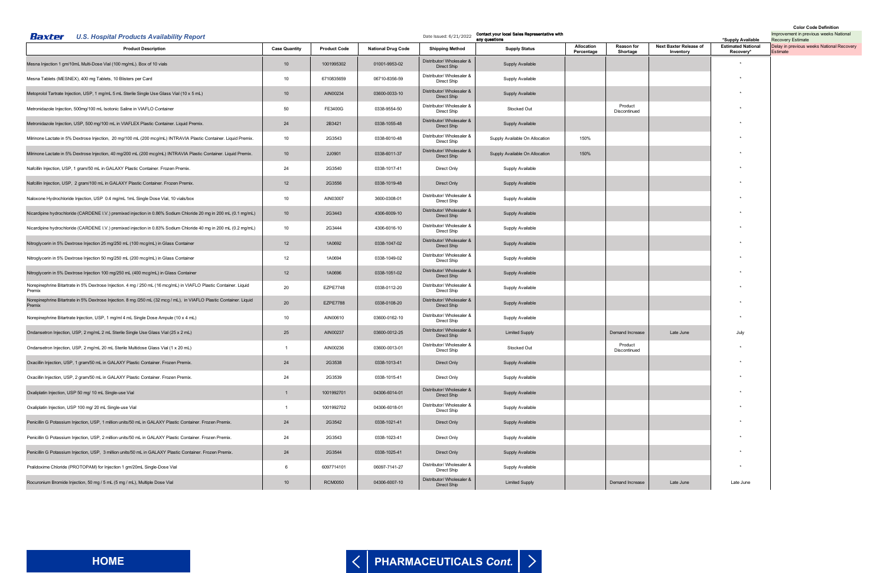**Baxter** *U.S. Hospital Products Availability Report*

Date Issued: 6/21/2022

**Contact your local Sales Representative with any questions**

| Product Description | Case Quantity | Product Code | National Drug Code | Shipping Method | Supply Status | Allocation Percentage | Reason for Shortage | Next Baxter Release of Inventory | Estimated National Recovery* |
|---|---|---|---|---|---|---|---|---|---|
| Mesna Injection 1 gm/10mL Multi-Dose Vial (100 mg/mL). Box of 10 vials | 10 | 1001995302 | 01001-9953-02 | Distributor/ Wholesaler & Direct Ship | Supply Available | | | | * |
| Mesna Tablets (MESNEX), 400 mg Tablets, 10 Blisters per Card | 10 | 6710835659 | 06710-8356-59 | Distributor/ Wholesaler & Direct Ship | Supply Available | | | | * |
| Metoprolol Tartrate Injection, USP, 1 mg/mL 5 mL Sterile Single Use Glass Vial (10 x 5 mL) | 10 | AIN00234 | 03600-0033-10 | Distributor/ Wholesaler & Direct Ship | Supply Available | | | | * |
| Metronidazole Injection, 500mg/100 mL Isotonic Saline in VIAFLO Container | 50 | FE3400G | 0338-9554-50 | Distributor/ Wholesaler & Direct Ship | Stocked Out | | Product Discontinued | | * |
| Metronidazole Injection, USP, 500 mg/100 mL in VIAFLEX Plastic Container. Liquid Premix. | 24 | 2B3421 | 0338-1055-48 | Distributor/ Wholesaler & Direct Ship | Supply Available | | | | * |
| Milrinone Lactate in 5% Dextrose Injection, 20 mg/100 mL (200 mcg/mL) INTRAVIA Plastic Container. Liquid Premix. | 10 | 2G3543 | 0338-6010-48 | Distributor/ Wholesaler & Direct Ship | Supply Available On Allocation | 150% | | | * |
| Milrinone Lactate in 5% Dextrose Injection, 40 mg/200 mL (200 mcg/mL) INTRAVIA Plastic Container. Liquid Premix. | 10 | 2J0901 | 0338-6011-37 | Distributor/ Wholesaler & Direct Ship | Supply Available On Allocation | 150% | | | * |
| Nafcillin Injection, USP, 1 gram/50 mL in GALAXY Plastic Container. Frozen Premix. | 24 | 2G3540 | 0338-1017-41 | Direct Only | Supply Available | | | | * |
| Nafcillin Injection, USP, 2 gram/100 mL in GALAXY Plastic Container. Frozen Premix. | 12 | 2G3556 | 0338-1019-48 | Direct Only | Supply Available | | | | * |
| Naloxone Hydrochloride Injection, USP 0.4 mg/mL 1mL Single Dose Vial, 10 vials/box | 10 | AIN03007 | 3600-0308-01 | Distributor/ Wholesaler & Direct Ship | Supply Available | | | | * |
| Nicardipine hydrochloride (CARDENE I.V.) premixed injection in 0.86% Sodium Chloride 20 mg in 200 mL (0.1 mg/mL) | 10 | 2G3443 | 4306-6009-10 | Distributor/ Wholesaler & Direct Ship | Supply Available | | | | * |
| Nicardipine hydrochloride (CARDENE I.V.) premixed injection in 0.83% Sodium Chloride 40 mg in 200 mL (0.2 mg/mL) | 10 | 2G3444 | 4306-6016-10 | Distributor/ Wholesaler & Direct Ship | Supply Available | | | | * |
| Nitroglycerin in 5% Dextrose Injection 25 mg/250 mL (100 mcg/mL) in Glass Container | 12 | 1A0692 | 0338-1047-02 | Distributor/ Wholesaler & Direct Ship | Supply Available | | | | * |
| Nitroglycerin in 5% Dextrose Injection 50 mg/250 mL (200 mcg/mL) in Glass Container | 12 | 1A0694 | 0338-1049-02 | Distributor/ Wholesaler & Direct Ship | Supply Available | | | | * |
| Nitroglycerin in 5% Dextrose Injection 100 mg/250 mL (400 mcg/mL) in Glass Container | 12 | 1A0696 | 0338-1051-02 | Distributor/ Wholesaler & Direct Ship | Supply Available | | | | * |
| Norepinephrine Bitartrate in 5% Dextrose Injection. 4 mg / 250 mL (16 mcg/mL) in VIAFLO Plastic Container. Liquid Premix | 20 | EZPE7748 | 0338-0112-20 | Distributor/ Wholesaler & Direct Ship | Supply Available | | | | * |
| Norepinephrine Bitartrate in 5% Dextrose Injection. 8 mg /250 mL (32 mcg / mL), in VIAFLO Plastic Container. Liquid Premix | 20 | EZPE7788 | 0338-0108-20 | Distributor/ Wholesaler & Direct Ship | Supply Available | | | | * |
| Norepinephrine Bitartrate Injection, USP, 1 mg/ml 4 mL Single Dose Ampule (10 x 4 mL) | 10 | AIN00610 | 03600-0162-10 | Distributor/ Wholesaler & Direct Ship | Supply Available | | | | * |
| Ondansetron Injection, USP, 2 mg/mL 2 mL Sterile Single Use Glass Vial (25 x 2 mL) | 25 | AIN00237 | 03600-0012-25 | Distributor/ Wholesaler & Direct Ship | Limited Supply | | Demand Increase | Late June | July |
| Ondansetron Injection, USP, 2 mg/mL 20 mL Sterile Multidose Glass Vial (1 x 20 mL) | 1 | AIN00236 | 03600-0013-01 | Distributor/ Wholesaler & Direct Ship | Stocked Out | | Product Discontinued | | * |
| Oxacillin Injection, USP, 1 gram/50 mL in GALAXY Plastic Container. Frozen Premix. | 24 | 2G3538 | 0338-1013-41 | Direct Only | Supply Available | | | | * |
| Oxacillin Injection, USP, 2 gram/50 mL in GALAXY Plastic Container. Frozen Premix. | 24 | 2G3539 | 0338-1015-41 | Direct Only | Supply Available | | | | * |
| Oxaliplatin Injection, USP 50 mg/ 10 mL Single-use Vial | 1 | 1001992701 | 04306-6014-01 | Distributor/ Wholesaler & Direct Ship | Supply Available | | | | * |
| Oxaliplatin Injection, USP 100 mg/ 20 mL Single-use Vial | 1 | 1001992702 | 04306-6018-01 | Distributor/ Wholesaler & Direct Ship | Supply Available | | | | * |
| Penicillin G Potassium Injection, USP, 1 million units/50 mL in GALAXY Plastic Container. Frozen Premix. | 24 | 2G3542 | 0338-1021-41 | Direct Only | Supply Available | | | | * |
| Penicillin G Potassium Injection, USP, 2 million units/50 mL in GALAXY Plastic Container. Frozen Premix. | 24 | 2G3543 | 0338-1023-41 | Direct Only | Supply Available | | | | * |
| Penicillin G Potassium Injection, USP, 3 million units/50 mL in GALAXY Plastic Container. Frozen Premix. | 24 | 2G3544 | 0338-1025-41 | Direct Only | Supply Available | | | | * |
| Pralidoxime Chloride (PROTOPAM) for Injection 1 gm/20mL Single-Dose Vial | 6 | 6097714101 | 06097-7141-27 | Distributor/ Wholesaler & Direct Ship | Supply Available | | | | * |
| Rocuronium Bromide Injection, 50 mg / 5 mL (5 mg / mL), Multiple Dose Vial | 10 | RCM0050 | 04306-6007-10 | Distributor/ Wholesaler & Direct Ship | Limited Supply | | Demand Increase | Late June | Late June |

*Supply Available

**Color Code Definition**

- Improvement in previous weeks National Recovery Estimate
- Delay in previous weeks National Recovery Estimate

HOME

PHARMACEUTICALS *Cont.*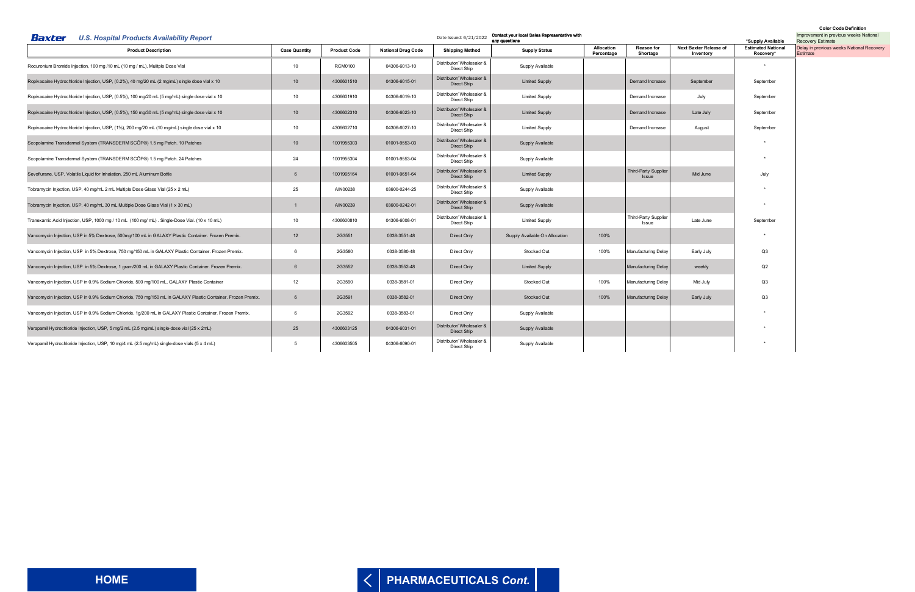**Baxter** ***U.S. Hospital Products Availability Report***

Date Issued: 6/21/2022

**Contact your local Sales Representative with any questions**

*Supply Available

**Color Code Definition**

Improvement in previous weeks National Recovery Estimate

Delay in previous weeks National Recovery Estimate

| Product Description | Case Quantity | Product Code | National Drug Code | Shipping Method | Supply Status | Allocation Percentage | Reason for Shortage | Next Baxter Release of Inventory | Estimated National Recovery* |
|---|---|---|---|---|---|---|---|---|---|
| Rocuronium Bromide Injection, 100 mg /10 mL (10 mg / mL), Mulitple Dose Vial | 10 | RCM0100 | 04306-6013-10 | Distributor/ Wholesaler & Direct Ship | Supply Available | | | | * |
| Ropivacaine Hydrochloride Injection, USP, (0.2%), 40 mg/20 mL (2 mg/mL) single dose vial x 10 | 10 | 4306601510 | 04306-6015-01 | Distributor/ Wholesaler & Direct Ship | Limited Supply | | Demand Increase | September | September |
| Ropivacaine Hydrochloride Injection, USP, (0.5%), 100 mg/20 mL (5 mg/mL) single dose vial x 10 | 10 | 4306601910 | 04306-6019-10 | Distributor/ Wholesaler & Direct Ship | Limited Supply | | Demand Increase | July | September |
| Ropivacaine Hydrochloride Injection, USP, (0.5%), 150 mg/30 mL (5 mg/mL) single dose vial x 10 | 10 | 4306602310 | 04306-6023-10 | Distributor/ Wholesaler & Direct Ship | Limited Supply | | Demand Increase | Late July | September |
| Ropivacaine Hydrochloride Injection, USP, (1%), 200 mg/20 mL (10 mg/mL) single dose vial x 10 | 10 | 4306602710 | 04306-6027-10 | Distributor/ Wholesaler & Direct Ship | Limited Supply | | Demand Increase | August | September |
| Scopolamine Transdermal System (TRANSDERM SCŌP®) 1.5 mg Patch. 10 Patches | 10 | 1001955303 | 01001-9553-03 | Distributor/ Wholesaler & Direct Ship | Supply Available | | | | * |
| Scopolamine Transdermal System (TRANSDERM SCŌP®) 1.5 mg Patch. 24 Patches | 24 | 1001955304 | 01001-9553-04 | Distributor/ Wholesaler & Direct Ship | Supply Available | | | | * |
| Sevoflurane, USP, Volatile Liquid for Inhalation, 250 mL Aluminum Bottle | 6 | 1001965164 | 01001-9651-64 | Distributor/ Wholesaler & Direct Ship | Limited Supply | | Third-Party Supplier Issue | Mid June | July |
| Tobramycin Injection, USP, 40 mg/mL 2 mL Multiple Dose Glass Vial (25 x 2 mL) | 25 | AIN00238 | 03600-0244-25 | Distributor/ Wholesaler & Direct Ship | Supply Available | | | | * |
| Tobramycin Injection, USP, 40 mg/mL 30 mL Multiple Dose Glass Vial (1 x 30 mL) | 1 | AIN00239 | 03600-0242-01 | Distributor/ Wholesaler & Direct Ship | Supply Available | | | | * |
| Tranexamic Acid Injection, USP, 1000 mg / 10 mL (100 mg/ mL) . Single-Dose Vial. (10 x 10 mL) | 10 | 4306600810 | 04306-6008-01 | Distributor/ Wholesaler & Direct Ship | Limited Supply | | Third-Party Supplier Issue | Late June | September |
| Vancomycin Injection, USP in 5% Dextrose, 500mg/100 mL in GALAXY Plastic Container. Frozen Premix. | 12 | 2G3551 | 0338-3551-48 | Direct Only | Supply Available On Allocation | 100% | | | * |
| Vancomycin Injection, USP in 5% Dextrose, 750 mg/150 mL in GALAXY Plastic Container. Frozen Premix. | 6 | 2G3580 | 0338-3580-48 | Direct Only | Stocked Out | 100% | Manufacturing Delay | Early July | Q3 |
| Vancomycin Injection, USP in 5% Dextrose, 1 gram/200 mL in GALAXY Plastic Container. Frozen Premix. | 6 | 2G3552 | 0338-3552-48 | Direct Only | Limited Supply | | Manufacturing Delay | weekly | Q2 |
| Vancomycin Injection, USP in 0.9% Sodium Chloride, 500 mg/100 mL, GALAXY Plastic Container | 12 | 2G3590 | 0338-3581-01 | Direct Only | Stocked Out | 100% | Manufacturing Delay | Mid July | Q3 |
| Vancomycin Injection, USP in 0.9% Sodium Chloride, 750 mg/150 mL in GALAXY Plastic Container. Frozen Premix. | 6 | 2G3591 | 0338-3582-01 | Direct Only | Stocked Out | 100% | Manufacturing Delay | Early July | Q3 |
| Vancomycin Injection, USP in 0.9% Sodium Chloride, 1g/200 mL in GALAXY Plastic Container. Frozen Premix. | 6 | 2G3592 | 0338-3583-01 | Direct Only | Supply Available | | | | * |
| Verapamil Hydrochloride Injection, USP, 5 mg/2 mL (2.5 mg/mL) single-dose vial (25 x 2mL) | 25 | 4306603125 | 04306-6031-01 | Distributor/ Wholesaler & Direct Ship | Supply Available | | | | * |
| Verapamil Hydrochloride Injection, USP, 10 mg/4 mL (2.5 mg/mL) single-dose vials (5 x 4 mL) | 5 | 4306603505 | 04306-6090-01 | Distributor/ Wholesaler & Direct Ship | Supply Available | | | | * |

HOME

PHARMACEUTICALS *Cont.*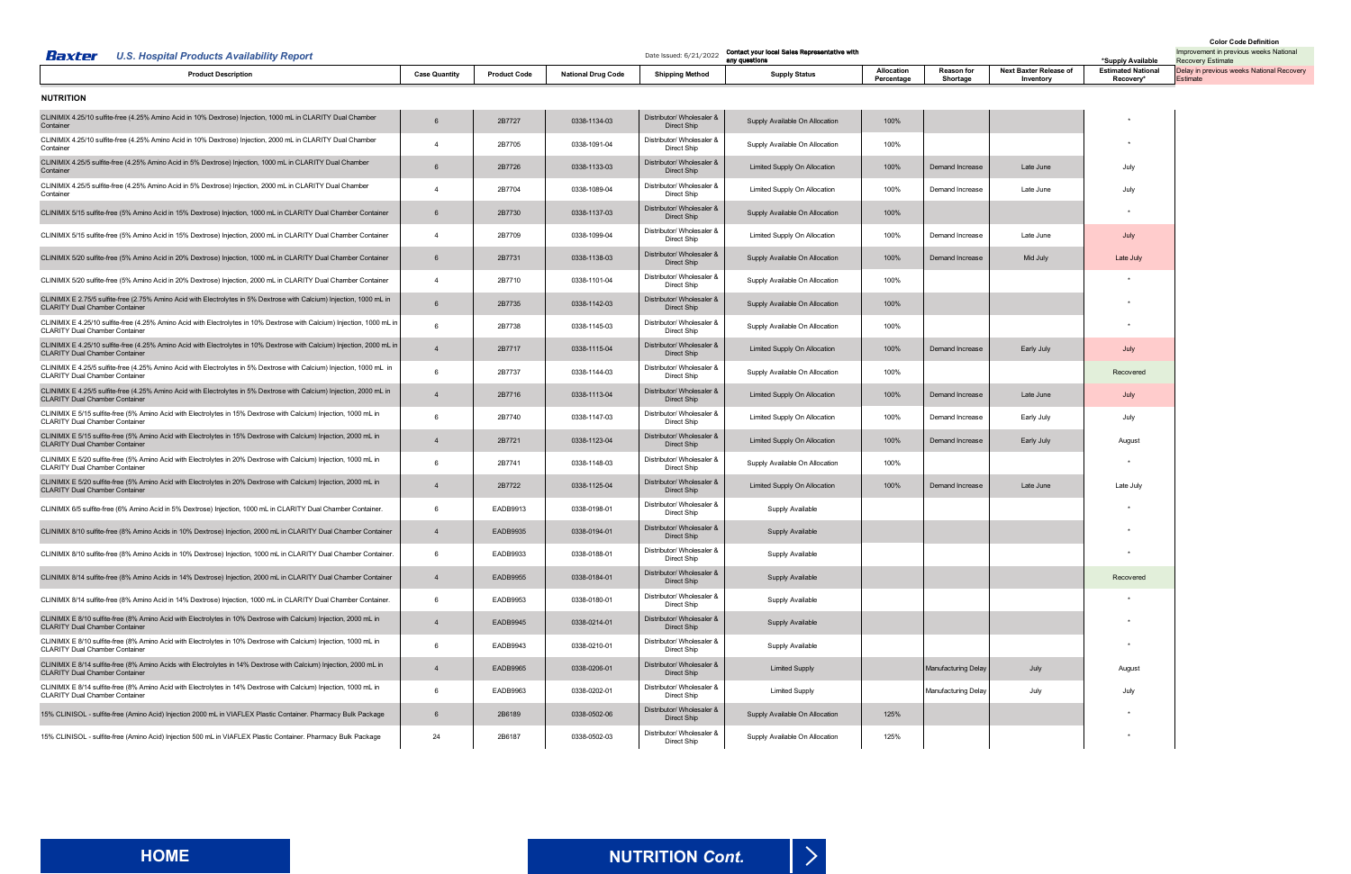**Baxter** **U.S. Hospital Products Availability Report**

Date Issued: 6/21/2022

Contact your local Sales Representative with any questions

**Color Code Definition**

Improvement in previous weeks National Recovery Estimate

Delay in previous weeks National Recovery Estimate

## NUTRITION

| Product Description | Case Quantity | Product Code | National Drug Code | Shipping Method | Supply Status | Allocation Percentage | Reason for Shortage | Next Baxter Release of Inventory | *Supply Available Estimated National Recovery* |
|---|---|---|---|---|---|---|---|---|---|
| CLINIMIX 4.25/10 sulfite-free (4.25% Amino Acid in 10% Dextrose) Injection, 1000 mL in CLARITY Dual Chamber Container | 6 | 2B7727 | 0338-1134-03 | Distributor/ Wholesaler & Direct Ship | Supply Available On Allocation | 100% | | | * |
| CLINIMIX 4.25/10 sulfite-free (4.25% Amino Acid in 10% Dextrose) Injection, 2000 mL in CLARITY Dual Chamber Container | 4 | 2B7705 | 0338-1091-04 | Distributor/ Wholesaler & Direct Ship | Supply Available On Allocation | 100% | | | * |
| CLINIMIX 4.25/5 sulfite-free (4.25% Amino Acid in 5% Dextrose) Injection, 1000 mL in CLARITY Dual Chamber Container | 6 | 2B7726 | 0338-1133-03 | Distributor/ Wholesaler & Direct Ship | Limited Supply On Allocation | 100% | Demand Increase | Late June | July |
| CLINIMIX 4.25/5 sulfite-free (4.25% Amino Acid in 5% Dextrose) Injection, 2000 mL in CLARITY Dual Chamber Container | 4 | 2B7704 | 0338-1089-04 | Distributor/ Wholesaler & Direct Ship | Limited Supply On Allocation | 100% | Demand Increase | Late June | July |
| CLINIMIX 5/15 sulfite-free (5% Amino Acid in 15% Dextrose) Injection, 1000 mL in CLARITY Dual Chamber Container | 6 | 2B7730 | 0338-1137-03 | Distributor/ Wholesaler & Direct Ship | Supply Available On Allocation | 100% | | | * |
| CLINIMIX 5/15 sulfite-free (5% Amino Acid in 15% Dextrose) Injection, 2000 mL in CLARITY Dual Chamber Container | 4 | 2B7709 | 0338-1099-04 | Distributor/ Wholesaler & Direct Ship | Limited Supply On Allocation | 100% | Demand Increase | Late June | July |
| CLINIMIX 5/20 sulfite-free (5% Amino Acid in 20% Dextrose) Injection, 1000 mL in CLARITY Dual Chamber Container | 6 | 2B7731 | 0338-1138-03 | Distributor/ Wholesaler & Direct Ship | Supply Available On Allocation | 100% | Demand Increase | Mid July | Late July |
| CLINIMIX 5/20 sulfite-free (5% Amino Acid in 20% Dextrose) Injection, 2000 mL in CLARITY Dual Chamber Container | 4 | 2B7710 | 0338-1101-04 | Distributor/ Wholesaler & Direct Ship | Supply Available On Allocation | 100% | | | * |
| CLINIMIX E 2.75/5 sulfite-free (2.75% Amino Acid with Electrolytes in 5% Dextrose with Calcium) Injection, 1000 mL in CLARITY Dual Chamber Container | 6 | 2B7735 | 0338-1142-03 | Distributor/ Wholesaler & Direct Ship | Supply Available On Allocation | 100% | | | * |
| CLINIMIX E 4.25/10 sulfite-free (4.25% Amino Acid with Electrolytes in 10% Dextrose with Calcium) Injection, 1000 mL in CLARITY Dual Chamber Container | 6 | 2B7738 | 0338-1145-03 | Distributor/ Wholesaler & Direct Ship | Supply Available On Allocation | 100% | | | * |
| CLINIMIX E 4.25/10 sulfite-free (4.25% Amino Acid with Electrolytes in 10% Dextrose with Calcium) Injection, 2000 mL in CLARITY Dual Chamber Container | 4 | 2B7717 | 0338-1115-04 | Distributor/ Wholesaler & Direct Ship | Limited Supply On Allocation | 100% | Demand Increase | Early July | July |
| CLINIMIX E 4.25/5 sulfite-free (4.25% Amino Acid with Electrolytes in 5% Dextrose with Calcium) Injection, 1000 mL in CLARITY Dual Chamber Container | 6 | 2B7737 | 0338-1144-03 | Distributor/ Wholesaler & Direct Ship | Supply Available On Allocation | 100% | | | Recovered |
| CLINIMIX E 4.25/5 sulfite-free (4.25% Amino Acid with Electrolytes in 5% Dextrose with Calcium) Injection, 2000 mL in CLARITY Dual Chamber Container | 4 | 2B7716 | 0338-1113-04 | Distributor/ Wholesaler & Direct Ship | Limited Supply On Allocation | 100% | Demand Increase | Late June | July |
| CLINIMIX E 5/15 sulfite-free (5% Amino Acid with Electrolytes in 15% Dextrose with Calcium) Injection, 1000 mL in CLARITY Dual Chamber Container | 6 | 2B7740 | 0338-1147-03 | Distributor/ Wholesaler & Direct Ship | Limited Supply On Allocation | 100% | Demand Increase | Early July | July |
| CLINIMIX E 5/15 sulfite-free (5% Amino Acid with Electrolytes in 15% Dextrose with Calcium) Injection, 2000 mL in CLARITY Dual Chamber Container | 4 | 2B7721 | 0338-1123-04 | Distributor/ Wholesaler & Direct Ship | Limited Supply On Allocation | 100% | Demand Increase | Early July | August |
| CLINIMIX E 5/20 sulfite-free (5% Amino Acid with Electrolytes in 20% Dextrose with Calcium) Injection, 1000 mL in CLARITY Dual Chamber Container | 6 | 2B7741 | 0338-1148-03 | Distributor/ Wholesaler & Direct Ship | Supply Available On Allocation | 100% | | | * |
| CLINIMIX E 5/20 sulfite-free (5% Amino Acid with Electrolytes in 20% Dextrose with Calcium) Injection, 2000 mL in CLARITY Dual Chamber Container | 4 | 2B7722 | 0338-1125-04 | Distributor/ Wholesaler & Direct Ship | Limited Supply On Allocation | 100% | Demand Increase | Late June | Late July |
| CLINIMIX 6/5 sulfite-free (6% Amino Acid in 5% Dextrose) Injection, 1000 mL in CLARITY Dual Chamber Container. | 6 | EADB9913 | 0338-0198-01 | Distributor/ Wholesaler & Direct Ship | Supply Available | | | | * |
| CLINIMIX 8/10 sulfite-free (8% Amino Acids in 10% Dextrose) Injection, 2000 mL in CLARITY Dual Chamber Container | 4 | EADB9935 | 0338-0194-01 | Distributor/ Wholesaler & Direct Ship | Supply Available | | | | * |
| CLINIMIX 8/10 sulfite-free (8% Amino Acids in 10% Dextrose) Injection, 1000 mL in CLARITY Dual Chamber Container. | 6 | EADB9933 | 0338-0188-01 | Distributor/ Wholesaler & Direct Ship | Supply Available | | | | * |
| CLINIMIX 8/14 sulfite-free (8% Amino Acids in 14% Dextrose) Injection, 2000 mL in CLARITY Dual Chamber Container | 4 | EADB9955 | 0338-0184-01 | Distributor/ Wholesaler & Direct Ship | Supply Available | | | | Recovered |
| CLINIMIX 8/14 sulfite-free (8% Amino Acid in 14% Dextrose) Injection, 1000 mL in CLARITY Dual Chamber Container. | 6 | EADB9953 | 0338-0180-01 | Distributor/ Wholesaler & Direct Ship | Supply Available | | | | * |
| CLINIMIX E 8/10 sulfite-free (8% Amino Acid with Electrolytes in 10% Dextrose with Calcium) Injection, 2000 mL in CLARITY Dual Chamber Container | 4 | EADB9945 | 0338-0214-01 | Distributor/ Wholesaler & Direct Ship | Supply Available | | | | * |
| CLINIMIX E 8/10 sulfite-free (8% Amino Acid with Electrolytes in 10% Dextrose with Calcium) Injection, 1000 mL in CLARITY Dual Chamber Container | 6 | EADB9943 | 0338-0210-01 | Distributor/ Wholesaler & Direct Ship | Supply Available | | | | * |
| CLINIMIX E 8/14 sulfite-free (8% Amino Acids with Electrolytes in 14% Dextrose with Calcium) Injection, 2000 mL in CLARITY Dual Chamber Container | 4 | EADB9965 | 0338-0206-01 | Distributor/ Wholesaler & Direct Ship | Limited Supply | | Manufacturing Delay | July | August |
| CLINIMIX E 8/14 sulfite-free (8% Amino Acid with Electrolytes in 14% Dextrose with Calcium) Injection, 1000 mL in CLARITY Dual Chamber Container | 6 | EADB9963 | 0338-0202-01 | Distributor/ Wholesaler & Direct Ship | Limited Supply | | Manufacturing Delay | July | July |
| 15% CLINISOL - sulfite-free (Amino Acid) Injection 2000 mL in VIAFLEX Plastic Container. Pharmacy Bulk Package | 6 | 2B6189 | 0338-0502-06 | Distributor/ Wholesaler & Direct Ship | Supply Available On Allocation | 125% | | | * |
| 15% CLINISOL - sulfite-free (Amino Acid) Injection 500 mL in VIAFLEX Plastic Container. Pharmacy Bulk Package | 24 | 2B6187 | 0338-0502-03 | Distributor/ Wholesaler & Direct Ship | Supply Available On Allocation | 125% | | | * |

HOME

NUTRITION *Cont.*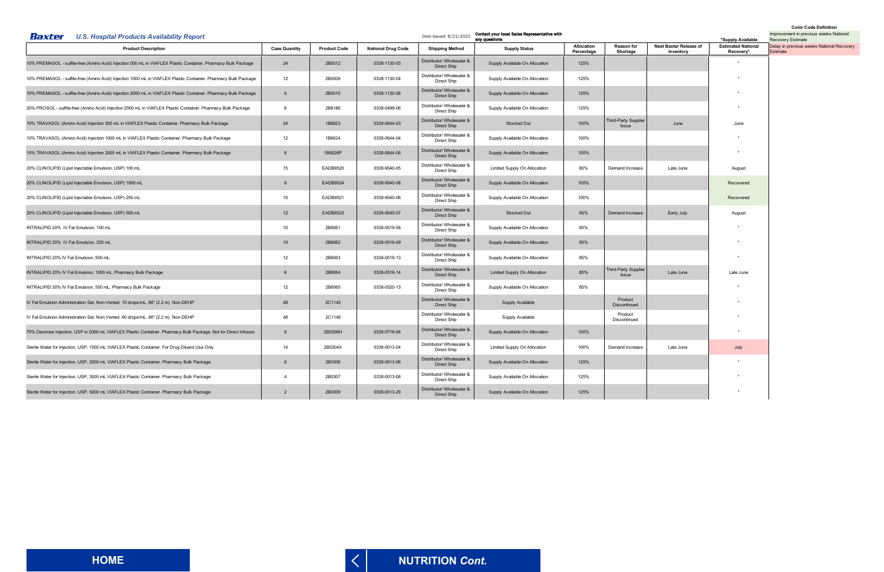**Baxter** ***U.S. Hospital Products Availability Report***

Date Issued: 6/21/2022

**Contact your local Sales Representative with any questions**

**Color Code Definition**

Improvement in previous weeks National Recovery Estimate

Delay in previous weeks National Recovery Estimate

| Product Description | Case Quantity | Product Code | National Drug Code | Shipping Method | Supply Status | Allocation Percentage | Reason for Shortage | Next Baxter Release of Inventory | *Supply Available Estimated National Recovery* |
|---|---|---|---|---|---|---|---|---|---|
| 10% PREMASOL - sulfite-free (Amino Acid) Injection 500 mL in VIAFLEX Plastic Container. Pharmacy Bulk Package | 24 | 2B0012 | 0338-1130-03 | Distributor/ Wholesaler & Direct Ship | Supply Available On Allocation | 125% | | | * |
| 10% PREMASOL - sulfite-free (Amino Acid) Injection 1000 mL in VIAFLEX Plastic Container. Pharmacy Bulk Package | 12 | 2B0009 | 0338-1130-04 | Distributor/ Wholesaler & Direct Ship | Supply Available On Allocation | 125% | | | * |
| 10% PREMASOL - sulfite-free (Amino Acid) Injection 2000 mL in VIAFLEX Plastic Container. Pharmacy Bulk Package | 6 | 2B0010 | 0338-1130-06 | Distributor/ Wholesaler & Direct Ship | Supply Available On Allocation | 125% | | | * |
| 20% PROSOL - sulfite-free (Amino Acid) Injection 2000 mL in VIAFLEX Plastic Container. Pharmacy Bulk Package | 6 | 2B6186 | 0338-0499-06 | Distributor/ Wholesaler & Direct Ship | Supply Available On Allocation | 125% | | | * |
| 10% TRAVASOL (Amino Acid) Injection 500 mL in VIAFLEX Plastic Container. Pharmacy Bulk Package | 24 | 1B6623 | 0338-0644-03 | Distributor/ Wholesaler & Direct Ship | Stocked Out | 100% | Third-Party Supplier Issue | June | June |
| 10% TRAVASOL (Amino Acid) Injection 1000 mL in VIAFLEX Plastic Container. Pharmacy Bulk Package | 12 | 1B6624 | 0338-0644-04 | Distributor/ Wholesaler & Direct Ship | Supply Available On Allocation | 100% | | | * |
| 10% TRAVASOL (Amino Acid) Injection 2000 mL in VIAFLEX Plastic Container. Pharmacy Bulk Package | 6 | 1B6626P | 0338-0644-06 | Distributor/ Wholesaler & Direct Ship | Supply Available On Allocation | 100% | | | * |
| 20% CLINOLIPID (Lipid Injectable Emulsion, USP) 100 mL | 15 | EADB9520 | 0338-9540-05 | Distributor/ Wholesaler & Direct Ship | Limited Supply On Allocation | 80% | Demand Increase | Late June | August |
| 20% CLINOLIPID (Lipid Injectable Emulsion, USP) 1000 mL | 6 | EADB9524 | 0338-9540-08 | Distributor/ Wholesaler & Direct Ship | Supply Available On Allocation | 100% | | | Recovered |
| 20% CLINOLIPID (Lipid Injectable Emulsion, USP) 250 mL | 10 | EADB9521 | 0338-9540-06 | Distributor/ Wholesaler & Direct Ship | Supply Available On Allocation | 100% | | | Recovered |
| 20% CLINOLIPID (Lipid Injectable Emulsion, USP) 500 mL | 12 | EADB9523 | 0338-9540-07 | Distributor/ Wholesaler & Direct Ship | Stocked Out | 65% | Demand Increase | Early July | August |
| INTRALIPID 20% IV Fat Emulsion, 100 mL | 10 | 2B6061 | 0338-0519-58 | Distributor/ Wholesaler & Direct Ship | Supply Available On Allocation | 85% | | | * |
| INTRALIPID 20% IV Fat Emulsion, 250 mL | 10 | 2B6062 | 0338-0519-09 | Distributor/ Wholesaler & Direct Ship | Supply Available On Allocation | 85% | | | * |
| INTRALIPID 20% IV Fat Emulsion, 500 mL | 12 | 2B6063 | 0338-0519-13 | Distributor/ Wholesaler & Direct Ship | Supply Available On Allocation | 85% | | | * |
| INTRALIPID 20% IV Fat Emulsion, 1000 mL, Pharmacy Bulk Package | 6 | 2B6064 | 0338-0519-14 | Distributor/ Wholesaler & Direct Ship | Limited Supply On Allocation | 85% | Third-Party Supplier Issue | Late June | Late June |
| INTRALIPID 30% IV Fat Emulsion, 500 mL, Pharmacy Bulk Package | 12 | 2B6065 | 0338-0520-13 | Distributor/ Wholesaler & Direct Ship | Supply Available On Allocation | 85% | | | * |
| IV Fat Emulsion Administration Set, Non-Vented. 10 drops/mL. 86" (2.2 m). Non-DEHP | 48 | 2C1145 | | Distributor/ Wholesaler & Direct Ship | Supply Available | | Product Discontinued | | * |
| IV Fat Emulsion Administration Set, Non-Vented. 60 drops/mL. 86" (2.2 m). Non-DEHP | 48 | 2C1146 | | Distributor/ Wholesaler & Direct Ship | Supply Available | | Product Discontinued | | * |
| 70% Dextrose Injection, USP in 2000 mL VIAFLEX Plastic Container. Pharmacy Bulk Package, Not for Direct Infusion | 6 | 2B0296H | 0338-0719-06 | Distributor/ Wholesaler & Direct Ship | Supply Available On Allocation | 100% | | | * |
| Sterile Water for Injection, USP, 1000 mL VIAFLEX Plastic Container. For Drug Diluent Use Only | 14 | 2B0304X | 0338-0013-04 | Distributor/ Wholesaler & Direct Ship | Limited Supply On Allocation | 100% | Demand Increase | Late June | July |
| Sterile Water for Injection, USP, 2000 mL VIAFLEX Plastic Container. Pharmacy Bulk Package | 6 | 2B0306 | 0338-0013-06 | Distributor/ Wholesaler & Direct Ship | Supply Available On Allocation | 125% | | | * |
| Sterile Water for Injection, USP, 3000 mL VIAFLEX Plastic Container. Pharmacy Bulk Package | 4 | 2B0307 | 0338-0013-08 | Distributor/ Wholesaler & Direct Ship | Supply Available On Allocation | 125% | | | * |
| Sterile Water for Injection, USP, 5000 mL VIAFLEX Plastic Container. Pharmacy Bulk Package | 2 | 2B0309 | 0338-0013-29 | Distributor/ Wholesaler & Direct Ship | Supply Available On Allocation | 125% | | | * |

**HOME**

**NUTRITION *Cont.***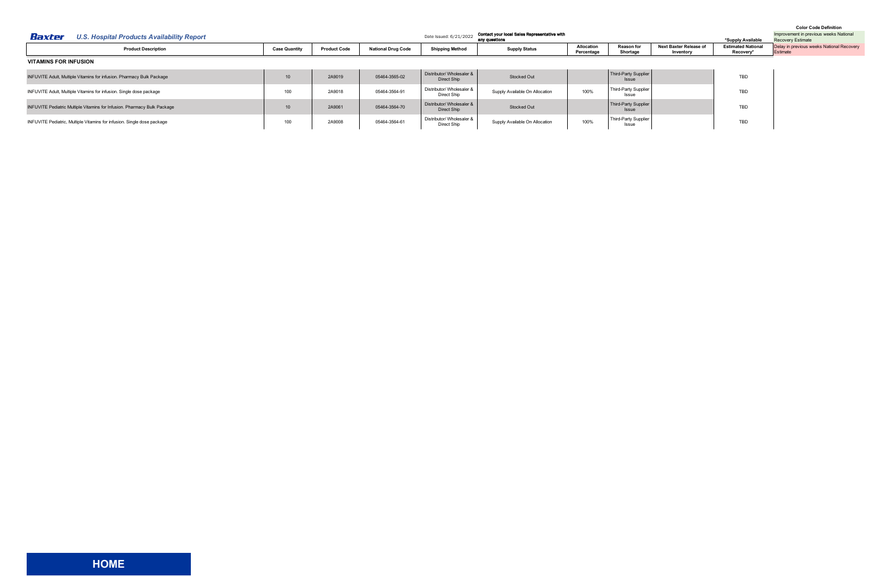**Baxter** *U.S. Hospital Products Availability Report*

Date Issued: 6/21/2022

**Contact your local Sales Representative with any questions**

*Supply Available

**Color Code Definition**

| Color Code Definition |
|---|
| Improvement in previous weeks National Recovery Estimate |
| Delay in previous weeks National Recovery Estimate |

| Product Description | Case Quantity | Product Code | National Drug Code | Shipping Method | Supply Status | Allocation Percentage | Reason for Shortage | Next Baxter Release of Inventory | Estimated National Recovery* |
|---|---|---|---|---|---|---|---|---|---|
| **VITAMINS FOR INFUSION** | | | | | | | | | |
| INFUVITE Adult, Multiple Vitamins for infusion. Pharmacy Bulk Package | 10 | 2A9019 | 05464-3565-02 | Distributor/ Wholesaler & Direct Ship | Stocked Out | | Third-Party Supplier Issue | | TBD |
| INFUVITE Adult, Multiple Vitamins for infusion. Single dose package | 100 | 2A9018 | 05464-3564-91 | Distributor/ Wholesaler & Direct Ship | Supply Available On Allocation | 100% | Third-Party Supplier Issue | | TBD |
| INFUVITE Pediatric Multiple Vitamins for Infusion. Pharmacy Bulk Package | 10 | 2A9061 | 05464-3564-70 | Distributor/ Wholesaler & Direct Ship | Stocked Out | | Third-Party Supplier Issue | | TBD |
| INFUVITE Pediatric, Multiple Vitamins for infusion. Single dose package | 100 | 2A9008 | 05464-3564-61 | Distributor/ Wholesaler & Direct Ship | Supply Available On Allocation | 100% | Third-Party Supplier Issue | | TBD |

HOME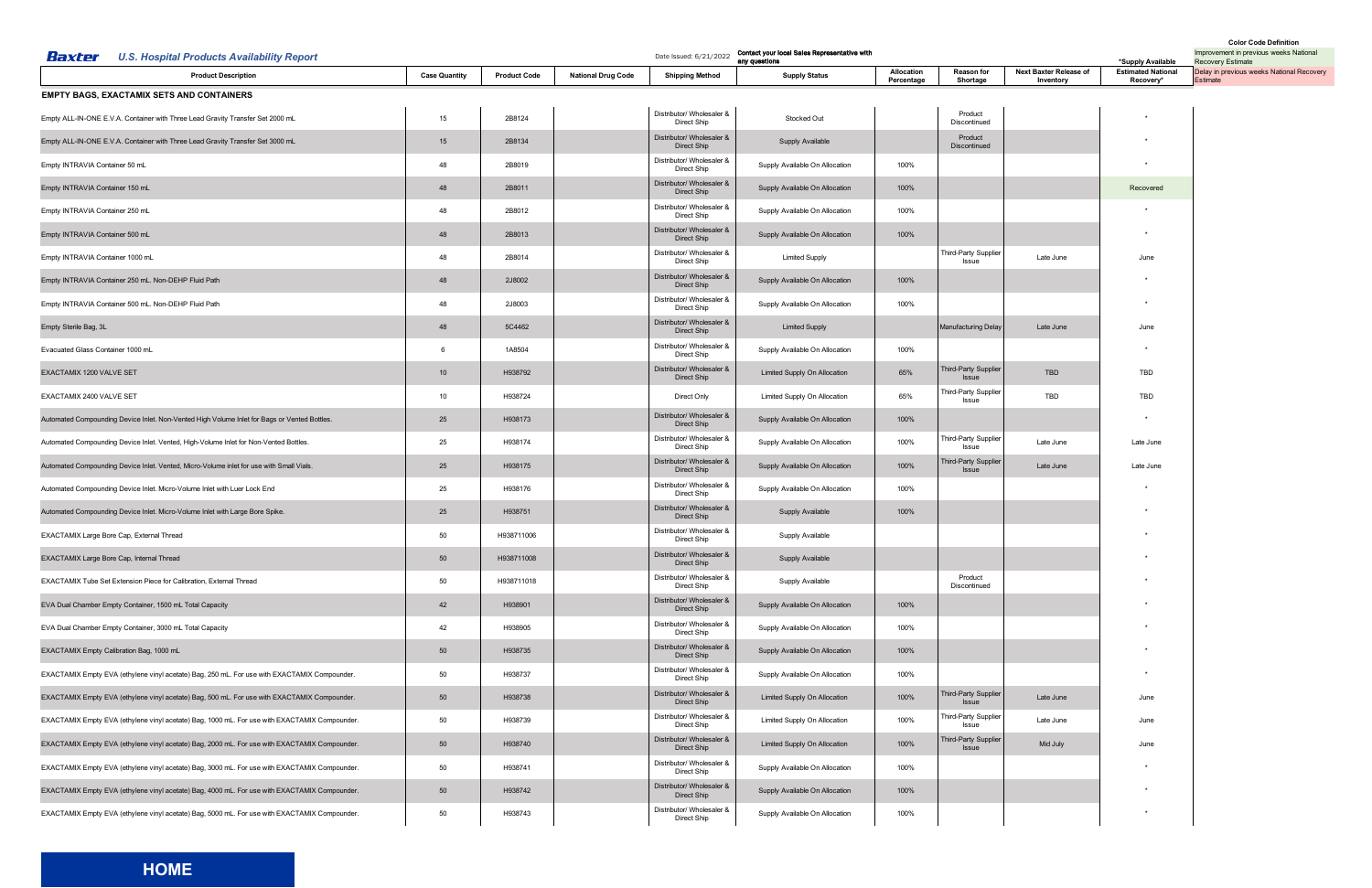**Baxter** U.S. Hospital Products Availability Report

Date Issued: 6/21/2022

Contact your local Sales Representative with any questions

*Supply Available

**Color Code Definition**

Improvement in previous weeks National Recovery Estimate

Delay in previous weeks National Recovery Estimate

| Product Description | Case Quantity | Product Code | National Drug Code | Shipping Method | Supply Status | Allocation Percentage | Reason for Shortage | Next Baxter Release of Inventory | Estimated National Recovery* |
|---|---|---|---|---|---|---|---|---|---|
| **EMPTY BAGS, EXACTAMIX SETS AND CONTAINERS** | | | | | | | | | |
| Empty ALL-IN-ONE E.V.A. Container with Three Lead Gravity Transfer Set 2000 mL | 15 | 2B8124 | | Distributor/ Wholesaler & Direct Ship | Stocked Out | | Product Discontinued | | * |
| Empty ALL-IN-ONE E.V.A. Container with Three Lead Gravity Transfer Set 3000 mL | 15 | 2B8134 | | Distributor/ Wholesaler & Direct Ship | Supply Available | | Product Discontinued | | * |
| Empty INTRAVIA Container 50 mL | 48 | 2B8019 | | Distributor/ Wholesaler & Direct Ship | Supply Available On Allocation | 100% | | | * |
| Empty INTRAVIA Container 150 mL | 48 | 2B8011 | | Distributor/ Wholesaler & Direct Ship | Supply Available On Allocation | 100% | | | Recovered |
| Empty INTRAVIA Container 250 mL | 48 | 2B8012 | | Distributor/ Wholesaler & Direct Ship | Supply Available On Allocation | 100% | | | * |
| Empty INTRAVIA Container 500 mL | 48 | 2B8013 | | Distributor/ Wholesaler & Direct Ship | Supply Available On Allocation | 100% | | | * |
| Empty INTRAVIA Container 1000 mL | 48 | 2B8014 | | Distributor/ Wholesaler & Direct Ship | Limited Supply | | Third-Party Supplier Issue | Late June | June |
| Empty INTRAVIA Container 250 mL. Non-DEHP Fluid Path | 48 | 2J8002 | | Distributor/ Wholesaler & Direct Ship | Supply Available On Allocation | 100% | | | * |
| Empty INTRAVIA Container 500 mL. Non-DEHP Fluid Path | 48 | 2J8003 | | Distributor/ Wholesaler & Direct Ship | Supply Available On Allocation | 100% | | | * |
| Empty Sterile Bag, 3L | 48 | 5C4462 | | Distributor/ Wholesaler & Direct Ship | Limited Supply | | Manufacturing Delay | Late June | June |
| Evacuated Glass Container 1000 mL | 6 | 1A8504 | | Distributor/ Wholesaler & Direct Ship | Supply Available On Allocation | 100% | | | * |
| EXACTAMIX 1200 VALVE SET | 10 | H938792 | | Distributor/ Wholesaler & Direct Ship | Limited Supply On Allocation | 65% | Third-Party Supplier Issue | TBD | TBD |
| EXACTAMIX 2400 VALVE SET | 10 | H938724 | | Direct Only | Limited Supply On Allocation | 65% | Third-Party Supplier Issue | TBD | TBD |
| Automated Compounding Device Inlet. Non-Vented High Volume Inlet for Bags or Vented Bottles. | 25 | H938173 | | Distributor/ Wholesaler & Direct Ship | Supply Available On Allocation | 100% | | | * |
| Automated Compounding Device Inlet. Vented, High-Volume Inlet for Non-Vented Bottles. | 25 | H938174 | | Distributor/ Wholesaler & Direct Ship | Supply Available On Allocation | 100% | Third-Party Supplier Issue | Late June | Late June |
| Automated Compounding Device Inlet. Vented, Micro-Volume inlet for use with Small Vials. | 25 | H938175 | | Distributor/ Wholesaler & Direct Ship | Supply Available On Allocation | 100% | Third-Party Supplier Issue | Late June | Late June |
| Automated Compounding Device Inlet. Micro-Volume Inlet with Luer Lock End | 25 | H938176 | | Distributor/ Wholesaler & Direct Ship | Supply Available On Allocation | 100% | | | * |
| Automated Compounding Device Inlet. Micro-Volume Inlet with Large Bore Spike. | 25 | H938751 | | Distributor/ Wholesaler & Direct Ship | Supply Available | 100% | | | * |
| EXACTAMIX Large Bore Cap, External Thread | 50 | H938711006 | | Distributor/ Wholesaler & Direct Ship | Supply Available | | | | * |
| EXACTAMIX Large Bore Cap, Internal Thread | 50 | H938711008 | | Distributor/ Wholesaler & Direct Ship | Supply Available | | | | * |
| EXACTAMIX Tube Set Extension Piece for Calibration, External Thread | 50 | H938711018 | | Distributor/ Wholesaler & Direct Ship | Supply Available | | Product Discontinued | | * |
| EVA Dual Chamber Empty Container, 1500 mL Total Capacity | 42 | H938901 | | Distributor/ Wholesaler & Direct Ship | Supply Available On Allocation | 100% | | | * |
| EVA Dual Chamber Empty Container, 3000 mL Total Capacity | 42 | H938905 | | Distributor/ Wholesaler & Direct Ship | Supply Available On Allocation | 100% | | | * |
| EXACTAMIX Empty Calibration Bag, 1000 mL | 50 | H938735 | | Distributor/ Wholesaler & Direct Ship | Supply Available On Allocation | 100% | | | * |
| EXACTAMIX Empty EVA (ethylene vinyl acetate) Bag, 250 mL. For use with EXACTAMIX Compounder. | 50 | H938737 | | Distributor/ Wholesaler & Direct Ship | Supply Available On Allocation | 100% | | | * |
| EXACTAMIX Empty EVA (ethylene vinyl acetate) Bag, 500 mL. For use with EXACTAMIX Compounder. | 50 | H938738 | | Distributor/ Wholesaler & Direct Ship | Limited Supply On Allocation | 100% | Third-Party Supplier Issue | Late June | June |
| EXACTAMIX Empty EVA (ethylene vinyl acetate) Bag, 1000 mL. For use with EXACTAMIX Compounder. | 50 | H938739 | | Distributor/ Wholesaler & Direct Ship | Limited Supply On Allocation | 100% | Third-Party Supplier Issue | Late June | June |
| EXACTAMIX Empty EVA (ethylene vinyl acetate) Bag, 2000 mL. For use with EXACTAMIX Compounder. | 50 | H938740 | | Distributor/ Wholesaler & Direct Ship | Limited Supply On Allocation | 100% | Third-Party Supplier Issue | Mid July | June |
| EXACTAMIX Empty EVA (ethylene vinyl acetate) Bag, 3000 mL. For use with EXACTAMIX Compounder. | 50 | H938741 | | Distributor/ Wholesaler & Direct Ship | Supply Available On Allocation | 100% | | | * |
| EXACTAMIX Empty EVA (ethylene vinyl acetate) Bag, 4000 mL. For use with EXACTAMIX Compounder. | 50 | H938742 | | Distributor/ Wholesaler & Direct Ship | Supply Available On Allocation | 100% | | | * |
| EXACTAMIX Empty EVA (ethylene vinyl acetate) Bag, 5000 mL. For use with EXACTAMIX Compounder. | 50 | H938743 | | Distributor/ Wholesaler & Direct Ship | Supply Available On Allocation | 100% | | | * |

**HOME**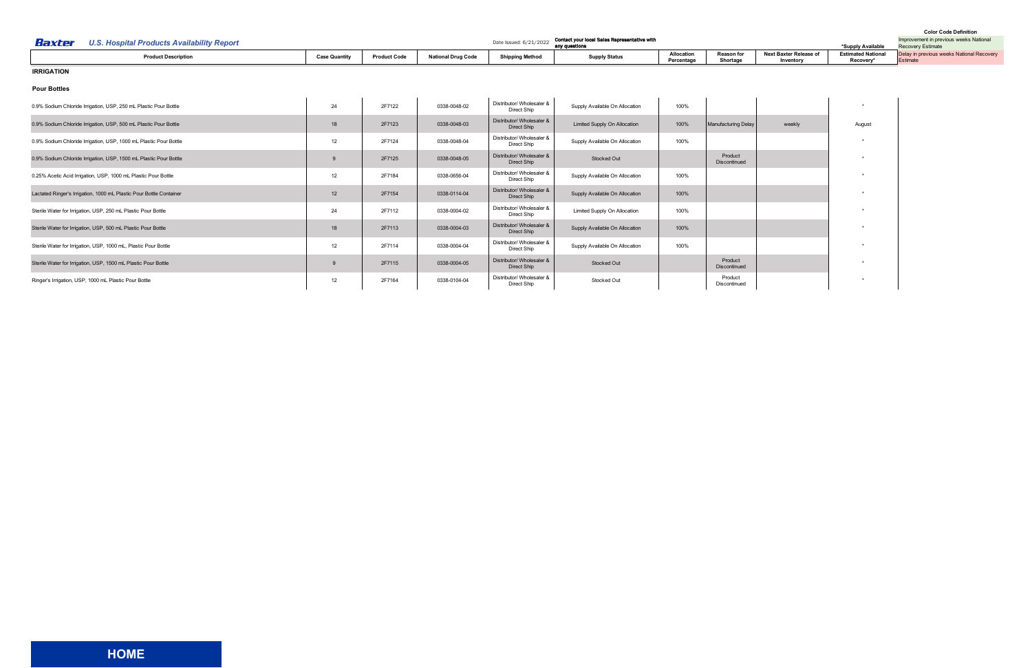**Baxter** *U.S. Hospital Products Availability Report*

Date Issued: 6/21/2022

Contact your local Sales Representative with any questions

*Supply Available

**Color Code Definition**

Improvement in previous weeks National Recovery Estimate

Delay in previous weeks National Recovery Estimate

| Product Description | Case Quantity | Product Code | National Drug Code | Shipping Method | Supply Status | Allocation Percentage | Reason for Shortage | Next Baxter Release of Inventory | Estimated National Recovery* |
|---|---|---|---|---|---|---|---|---|---|
| **IRRIGATION** | | | | | | | | | |
| **Pour Bottles** | | | | | | | | | |
| 0.9% Sodium Chloride Irrigation, USP, 250 mL Plastic Pour Bottle | 24 | 2F7122 | 0338-0048-02 | Distributor/ Wholesaler & Direct Ship | Supply Available On Allocation | 100% | | | * |
| 0.9% Sodium Chloride Irrigation, USP, 500 mL Plastic Pour Bottle | 18 | 2F7123 | 0338-0048-03 | Distributor/ Wholesaler & Direct Ship | Limited Supply On Allocation | 100% | Manufacturing Delay | weekly | August |
| 0.9% Sodium Chloride Irrigation, USP, 1000 mL Plastic Pour Bottle | 12 | 2F7124 | 0338-0048-04 | Distributor/ Wholesaler & Direct Ship | Supply Available On Allocation | 100% | | | * |
| 0.9% Sodium Chloride Irrigation, USP, 1500 mL Plastic Pour Bottle | 9 | 2F7125 | 0338-0048-05 | Distributor/ Wholesaler & Direct Ship | Stocked Out | | Product Discontinued | | * |
| 0.25% Acetic Acid Irrigation, USP, 1000 mL Plastic Pour Bottle | 12 | 2F7184 | 0338-0656-04 | Distributor/ Wholesaler & Direct Ship | Supply Available On Allocation | 100% | | | * |
| Lactated Ringer's Irrigation, 1000 mL Plastic Pour Bottle Container | 12 | 2F7154 | 0338-0114-04 | Distributor/ Wholesaler & Direct Ship | Supply Available On Allocation | 100% | | | * |
| Sterile Water for Irrigation, USP, 250 mL Plastic Pour Bottle | 24 | 2F7112 | 0338-0004-02 | Distributor/ Wholesaler & Direct Ship | Limited Supply On Allocation | 100% | | | * |
| Sterile Water for Irrigation, USP, 500 mL Plastic Pour Bottle | 18 | 2F7113 | 0338-0004-03 | Distributor/ Wholesaler & Direct Ship | Supply Available On Allocation | 100% | | | * |
| Sterile Water for Irrigation, USP, 1000 mL, Plastic Pour Bottle | 12 | 2F7114 | 0338-0004-04 | Distributor/ Wholesaler & Direct Ship | Supply Available On Allocation | 100% | | | * |
| Sterile Water for Irrigation, USP, 1500 mL Plastic Pour Bottle | 9 | 2F7115 | 0338-0004-05 | Distributor/ Wholesaler & Direct Ship | Stocked Out | | Product Discontinued | | * |
| Ringer's Irrigation, USP, 1000 mL Plastic Pour Bottle | 12 | 2F7164 | 0338-0104-04 | Distributor/ Wholesaler & Direct Ship | Stocked Out | | Product Discontinued | | * |

HOME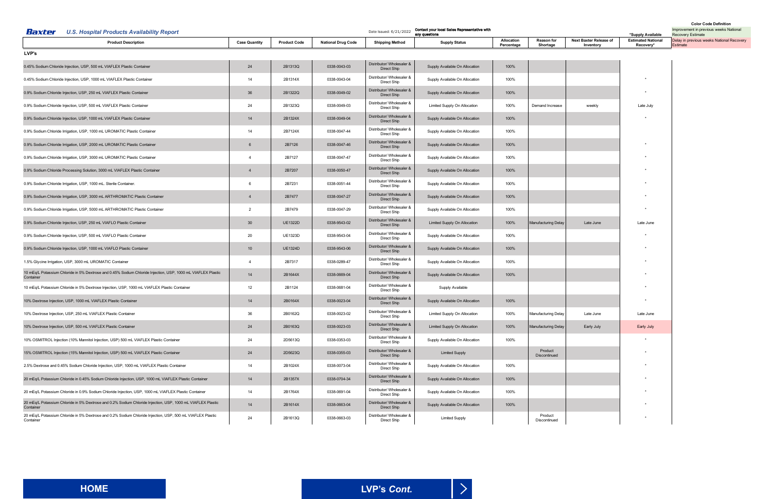**Baxter** U.S. Hospital Products Availability Report

Date Issued: 6/21/2022

Contact your local Sales Representative with any questions

*Supply Available

**Color Code Definition**

Improvement in previous weeks National Recovery Estimate

Delay in previous weeks National Recovery Estimate

| Product Description | Case Quantity | Product Code | National Drug Code | Shipping Method | Supply Status | Allocation Percentage | Reason for Shortage | Next Baxter Release of Inventory | Estimated National Recovery* |
|---|---|---|---|---|---|---|---|---|---|
| **LVP's** | | | | | | | | | |
| 0.45% Sodium Chloride Injection, USP, 500 mL VIAFLEX Plastic Container | 24 | 2B1313Q | 0338-0043-03 | Distributor/ Wholesaler & Direct Ship | Supply Available On Allocation | 100% | | | |
| 0.45% Sodium Chloride Injection, USP, 1000 mL VIAFLEX Plastic Container | 14 | 2B1314X | 0338-0043-04 | Distributor/ Wholesaler & Direct Ship | Supply Available On Allocation | 100% | | | * |
| 0.9% Sodium Chloride Injection, USP, 250 mL VIAFLEX Plastic Container | 36 | 2B1322Q | 0338-0049-02 | Distributor/ Wholesaler & Direct Ship | Supply Available On Allocation | 100% | | | * |
| 0.9% Sodium Chloride Injection, USP, 500 mL VIAFLEX Plastic Container | 24 | 2B1323Q | 0338-0049-03 | Distributor/ Wholesaler & Direct Ship | Limited Supply On Allocation | 100% | Demand Increase | weekly | Late July |
| 0.9% Sodium Chloride Injection, USP, 1000 mL VIAFLEX Plastic Container | 14 | 2B1324X | 0338-0049-04 | Distributor/ Wholesaler & Direct Ship | Supply Available On Allocation | 100% | | | * |
| 0.9% Sodium Chloride Irrigation, USP, 1000 mL UROMATIC Plastic Container | 14 | 2B7124X | 0338-0047-44 | Distributor/ Wholesaler & Direct Ship | Supply Available On Allocation | 100% | | | |
| 0.9% Sodium Chloride Irrigation, USP, 2000 mL UROMATIC Plastic Container | 6 | 2B7126 | 0338-0047-46 | Distributor/ Wholesaler & Direct Ship | Supply Available On Allocation | 100% | | | * |
| 0.9% Sodium Chloride Irrigation, USP, 3000 mL UROMATIC Plastic Container | 4 | 2B7127 | 0338-0047-47 | Distributor/ Wholesaler & Direct Ship | Supply Available On Allocation | 100% | | | * |
| 0.9% Sodium Chloride Processing Solution, 3000 mL VIAFLEX Plastic Container | 4 | 2B7207 | 0338-0050-47 | Distributor/ Wholesaler & Direct Ship | Supply Available On Allocation | 100% | | | * |
| 0.9% Sodium Chloride Irrigation, USP, 1000 mL. Sterile Container. | 6 | 2B7231 | 0338-0051-44 | Distributor/ Wholesaler & Direct Ship | Supply Available On Allocation | 100% | | | * |
| 0.9% Sodium Chloride Irrigation, USP, 3000 mL ARTHROMATIC Plastic Container | 4 | 2B7477 | 0338-0047-27 | Distributor/ Wholesaler & Direct Ship | Supply Available On Allocation | 100% | | | * |
| 0.9% Sodium Chloride Irrigation, USP, 5000 mL ARTHROMATIC Plastic Container | 2 | 2B7479 | 0338-0047-29 | Distributor/ Wholesaler & Direct Ship | Supply Available On Allocation | 100% | | | * |
| 0.9% Sodium Chloride Injection, USP, 250 mL VIAFLO Plastic Container | 30 | UE1322D | 0338-9543-02 | Distributor/ Wholesaler & Direct Ship | Limited Supply On Allocation | 100% | Manufacturing Delay | Late June | Late June |
| 0.9% Sodium Chloride Injection, USP, 500 mL VIAFLO Plastic Container | 20 | UE1323D | 0338-9543-04 | Distributor/ Wholesaler & Direct Ship | Supply Available On Allocation | 100% | | | * |
| 0.9% Sodium Chloride Injection, USP, 1000 mL VIAFLO Plastic Container | 10 | UE1324D | 0338-9543-06 | Distributor/ Wholesaler & Direct Ship | Supply Available On Allocation | 100% | | | * |
| 1.5% Glycine Irrigation, USP, 3000 mL UROMATIC Container | 4 | 2B7317 | 0338-0289-47 | Distributor/ Wholesaler & Direct Ship | Supply Available On Allocation | 100% | | | * |
| 10 mEq/L Potassium Chloride in 5% Dextrose and 0.45% Sodium Chloride Injection, USP, 1000 mL VIAFLEX Plastic Container | 14 | 2B1644X | 0338-0669-04 | Distributor/ Wholesaler & Direct Ship | Supply Available On Allocation | 100% | | | * |
| 10 mEq/L Potassium Chloride in 5% Dextrose Injection, USP, 1000 mL VIAFLEX Plastic Container | 12 | 2B1124 | 0338-0681-04 | Distributor/ Wholesaler & Direct Ship | Supply Available | | | | * |
| 10% Dextrose Injection, USP, 1000 mL VIAFLEX Plastic Container | 14 | 2B0164X | 0338-0023-04 | Distributor/ Wholesaler & Direct Ship | Supply Available On Allocation | 100% | | | * |
| 10% Dextrose Injection, USP, 250 mL VIAFLEX Plastic Container | 36 | 2B0162Q | 0338-0023-02 | Distributor/ Wholesaler & Direct Ship | Limited Supply On Allocation | 100% | Manufacturing Delay | Late June | Late June |
| 10% Dextrose Injection, USP, 500 mL VIAFLEX Plastic Container | 24 | 2B0163Q | 0338-0023-03 | Distributor/ Wholesaler & Direct Ship | Limited Supply On Allocation | 100% | Manufacturing Delay | Early July | Early July |
| 10% OSMITROL Injection (10% Mannitol Injection, USP) 500 mL VIAFLEX Plastic Container | 24 | 2D5613Q | 0338-0353-03 | Distributor/ Wholesaler & Direct Ship | Supply Available On Allocation | 100% | | | * |
| 15% OSMITROL Injection (15% Mannitol Injection, USP) 500 mL VIAFLEX Plastic Container | 24 | 2D5623Q | 0338-0355-03 | Distributor/ Wholesaler & Direct Ship | Limited Supply | | Product Discontinued | | * |
| 2.5% Dextrose and 0.45% Sodium Chloride Injection, USP, 1000 mL VIAFLEX Plastic Container | 14 | 2B1024X | 0338-0073-04 | Distributor/ Wholesaler & Direct Ship | Supply Available On Allocation | 100% | | | * |
| 20 mEq/L Potassium Chloride in 0.45% Sodium Chloride Injection, USP, 1000 mL VIAFLEX Plastic Container | 14 | 2B1357X | 0338-0704-34 | Distributor/ Wholesaler & Direct Ship | Supply Available On Allocation | 100% | | | * |
| 20 mEq/L Potassium Chloride in 0.9% Sodium Chloride Injection, USP, 1000 mL VIAFLEX Plastic Container | 14 | 2B1764X | 0338-0691-04 | Distributor/ Wholesaler & Direct Ship | Supply Available On Allocation | 100% | | | * |
| 20 mEq/L Potassium Chloride in 5% Dextrose and 0.2% Sodium Chloride Injection, USP, 1000 mL VIAFLEX Plastic Container | 14 | 2B1614X | 0338-0663-04 | Distributor/ Wholesaler & Direct Ship | Supply Available On Allocation | 100% | | | * |
| 20 mEq/L Potassium Chloride in 5% Dextrose and 0.2% Sodium Chloride Injection, USP, 500 mL VIAFLEX Plastic Container | 24 | 2B1613Q | 0338-0663-03 | Distributor/ Wholesaler & Direct Ship | Limited Supply | | Product Discontinued | | * |

HOME

LVP's *Cont.*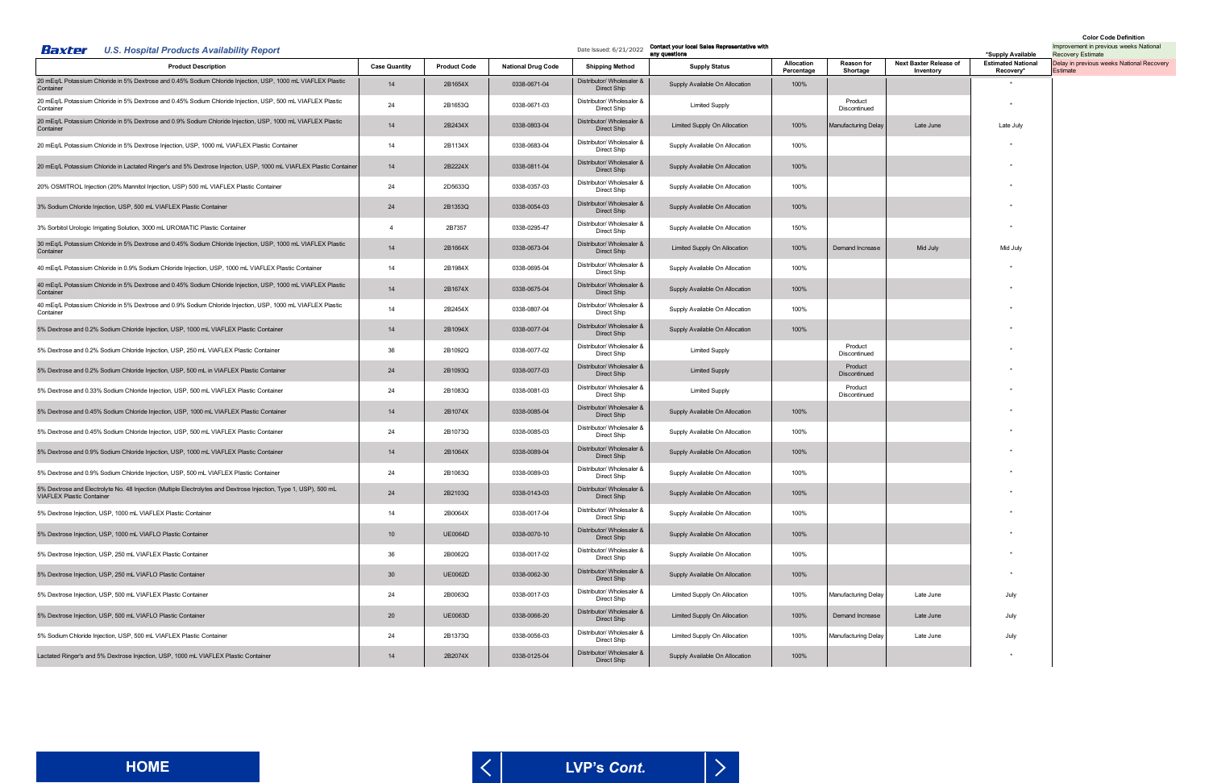**Baxter** U.S. Hospital Products Availability Report

Date Issued: 6/21/2022

Contact your local Sales Representative with any questions

*Supply Available

**Color Code Definition**

Improvement in previous weeks National Recovery Estimate

Delay in previous weeks National Recovery Estimate

| Product Description | Case Quantity | Product Code | National Drug Code | Shipping Method | Supply Status | Allocation Percentage | Reason for Shortage | Next Baxter Release of Inventory | Estimated National Recovery* |
|---|---|---|---|---|---|---|---|---|---|
| 20 mEq/L Potassium Chloride in 5% Dextrose and 0.45% Sodium Chloride Injection, USP, 1000 mL VIAFLEX Plastic Container | 14 | 2B1654X | 0338-0671-04 | Distributor/ Wholesaler & Direct Ship | Supply Available On Allocation | 100% | | | * |
| 20 mEq/L Potassium Chloride in 5% Dextrose and 0.45% Sodium Chloride Injection, USP, 500 mL VIAFLEX Plastic Container | 24 | 2B1653Q | 0338-0671-03 | Distributor/ Wholesaler & Direct Ship | Limited Supply | | Product Discontinued | | * |
| 20 mEq/L Potassium Chloride in 5% Dextrose and 0.9% Sodium Chloride Injection, USP, 1000 mL VIAFLEX Plastic Container | 14 | 2B2434X | 0338-0803-04 | Distributor/ Wholesaler & Direct Ship | Limited Supply On Allocation | 100% | Manufacturing Delay | Late June | Late July |
| 20 mEq/L Potassium Chloride in 5% Dextrose Injection, USP, 1000 mL VIAFLEX Plastic Container | 14 | 2B1134X | 0338-0683-04 | Distributor/ Wholesaler & Direct Ship | Supply Available On Allocation | 100% | | | * |
| 20 mEq/L Potassium Chloride in Lactated Ringer's and 5% Dextrose Injection, USP, 1000 mL VIAFLEX Plastic Container | 14 | 2B2224X | 0338-0811-04 | Distributor/ Wholesaler & Direct Ship | Supply Available On Allocation | 100% | | | * |
| 20% OSMITROL Injection (20% Mannitol Injection, USP) 500 mL VIAFLEX Plastic Container | 24 | 2D5633Q | 0338-0357-03 | Distributor/ Wholesaler & Direct Ship | Supply Available On Allocation | 100% | | | * |
| 3% Sodium Chloride Injection, USP, 500 mL VIAFLEX Plastic Container | 24 | 2B1353Q | 0338-0054-03 | Distributor/ Wholesaler & Direct Ship | Supply Available On Allocation | 100% | | | * |
| 3% Sorbitol Urologic Irrigating Solution, 3000 mL UROMATIC Plastic Container | 4 | 2B7357 | 0338-0295-47 | Distributor/ Wholesaler & Direct Ship | Supply Available On Allocation | 150% | | | * |
| 30 mEq/L Potassium Chloride in 5% Dextrose and 0.45% Sodium Chloride Injection, USP, 1000 mL VIAFLEX Plastic Container | 14 | 2B1664X | 0338-0673-04 | Distributor/ Wholesaler & Direct Ship | Limited Supply On Allocation | 100% | Demand Increase | Mid July | Mid July |
| 40 mEq/L Potassium Chloride in 0.9% Sodium Chloride Injection, USP, 1000 mL VIAFLEX Plastic Container | 14 | 2B1984X | 0338-0695-04 | Distributor/ Wholesaler & Direct Ship | Supply Available On Allocation | 100% | | | * |
| 40 mEq/L Potassium Chloride in 5% Dextrose and 0.45% Sodium Chloride Injection, USP, 1000 mL VIAFLEX Plastic Container | 14 | 2B1674X | 0338-0675-04 | Distributor/ Wholesaler & Direct Ship | Supply Available On Allocation | 100% | | | * |
| 40 mEq/L Potassium Chloride in 5% Dextrose and 0.9% Sodium Chloride Injection, USP, 1000 mL VIAFLEX Plastic Container | 14 | 2B2454X | 0338-0807-04 | Distributor/ Wholesaler & Direct Ship | Supply Available On Allocation | 100% | | | * |
| 5% Dextrose and 0.2% Sodium Chloride Injection, USP, 1000 mL VIAFLEX Plastic Container | 14 | 2B1094X | 0338-0077-04 | Distributor/ Wholesaler & Direct Ship | Supply Available On Allocation | 100% | | | * |
| 5% Dextrose and 0.2% Sodium Chloride Injection, USP, 250 mL VIAFLEX Plastic Container | 36 | 2B1092Q | 0338-0077-02 | Distributor/ Wholesaler & Direct Ship | Limited Supply | | Product Discontinued | | * |
| 5% Dextrose and 0.2% Sodium Chloride Injection, USP, 500 mL in VIAFLEX Plastic Container | 24 | 2B1093Q | 0338-0077-03 | Distributor/ Wholesaler & Direct Ship | Limited Supply | | Product Discontinued | | * |
| 5% Dextrose and 0.33% Sodium Chloride Injection, USP, 500 mL VIAFLEX Plastic Container | 24 | 2B1083Q | 0338-0081-03 | Distributor/ Wholesaler & Direct Ship | Limited Supply | | Product Discontinued | | * |
| 5% Dextrose and 0.45% Sodium Chloride Injection, USP, 1000 mL VIAFLEX Plastic Container | 14 | 2B1074X | 0338-0085-04 | Distributor/ Wholesaler & Direct Ship | Supply Available On Allocation | 100% | | | * |
| 5% Dextrose and 0.45% Sodium Chloride Injection, USP, 500 mL VIAFLEX Plastic Container | 24 | 2B1073Q | 0338-0085-03 | Distributor/ Wholesaler & Direct Ship | Supply Available On Allocation | 100% | | | * |
| 5% Dextrose and 0.9% Sodium Chloride Injection, USP, 1000 mL VIAFLEX Plastic Container | 14 | 2B1064X | 0338-0089-04 | Distributor/ Wholesaler & Direct Ship | Supply Available On Allocation | 100% | | | * |
| 5% Dextrose and 0.9% Sodium Chloride Injection, USP, 500 mL VIAFLEX Plastic Container | 24 | 2B1063Q | 0338-0089-03 | Distributor/ Wholesaler & Direct Ship | Supply Available On Allocation | 100% | | | * |
| 5% Dextrose and Electrolyte No. 48 Injection (Multiple Electrolytes and Dextrose Injection, Type 1, USP), 500 mL VIAFLEX Plastic Container | 24 | 2B2103Q | 0338-0143-03 | Distributor/ Wholesaler & Direct Ship | Supply Available On Allocation | 100% | | | * |
| 5% Dextrose Injection, USP, 1000 mL VIAFLEX Plastic Container | 14 | 2B0064X | 0338-0017-04 | Distributor/ Wholesaler & Direct Ship | Supply Available On Allocation | 100% | | | * |
| 5% Dextrose Injection, USP, 1000 mL VIAFLO Plastic Container | 10 | UE0064D | 0338-0070-10 | Distributor/ Wholesaler & Direct Ship | Supply Available On Allocation | 100% | | | * |
| 5% Dextrose Injection, USP, 250 mL VIAFLEX Plastic Container | 36 | 2B0062Q | 0338-0017-02 | Distributor/ Wholesaler & Direct Ship | Supply Available On Allocation | 100% | | | * |
| 5% Dextrose Injection, USP, 250 mL VIAFLO Plastic Container | 30 | UE0062D | 0338-0062-30 | Distributor/ Wholesaler & Direct Ship | Supply Available On Allocation | 100% | | | * |
| 5% Dextrose Injection, USP, 500 mL VIAFLEX Plastic Container | 24 | 2B0063Q | 0338-0017-03 | Distributor/ Wholesaler & Direct Ship | Limited Supply On Allocation | 100% | Manufacturing Delay | Late June | July |
| 5% Dextrose Injection, USP, 500 mL VIAFLO Plastic Container | 20 | UE0063D | 0338-0066-20 | Distributor/ Wholesaler & Direct Ship | Limited Supply On Allocation | 100% | Demand Increase | Late June | July |
| 5% Sodium Chloride Injection, USP, 500 mL VIAFLEX Plastic Container | 24 | 2B1373Q | 0338-0056-03 | Distributor/ Wholesaler & Direct Ship | Limited Supply On Allocation | 100% | Manufacturing Delay | Late June | July |
| Lactated Ringer's and 5% Dextrose Injection, USP, 1000 mL VIAFLEX Plastic Container | 14 | 2B2074X | 0338-0125-04 | Distributor/ Wholesaler & Direct Ship | Supply Available On Allocation | 100% | | | * |

HOME

LVP's *Cont.*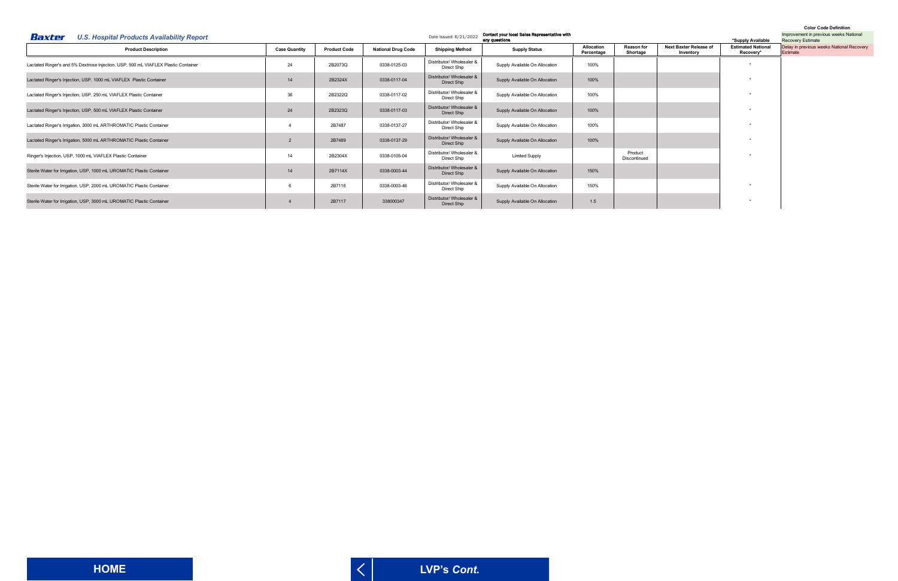**Baxter** *U.S. Hospital Products Availability Report*

Date Issued: 6/21/2022

**Contact your local Sales Representative with any questions**

*Supply Available

**Color Code Definition**

Improvement in previous weeks National Recovery Estimate

Delay in previous weeks National Recovery Estimate

| Product Description | Case Quantity | Product Code | National Drug Code | Shipping Method | Supply Status | Allocation Percentage | Reason for Shortage | Next Baxter Release of Inventory | Estimated National Recovery* |
|---|---|---|---|---|---|---|---|---|---|
| Lactated Ringer's and 5% Dextrose Injection, USP, 500 mL VIAFLEX Plastic Container | 24 | 2B2073Q | 0338-0125-03 | Distributor/ Wholesaler & Direct Ship | Supply Available On Allocation | 100% | | | * |
| Lactated Ringer's Injection, USP, 1000 mL VIAFLEX Plastic Container | 14 | 2B2324X | 0338-0117-04 | Distributor/ Wholesaler & Direct Ship | Supply Available On Allocation | 100% | | | * |
| Lactated Ringer's Injection, USP, 250 mL VIAFLEX Plastic Container | 36 | 2B2322Q | 0338-0117-02 | Distributor/ Wholesaler & Direct Ship | Supply Available On Allocation | 100% | | | * |
| Lactated Ringer's Injection, USP, 500 mL VIAFLEX Plastic Container | 24 | 2B2323Q | 0338-0117-03 | Distributor/ Wholesaler & Direct Ship | Supply Available On Allocation | 100% | | | * |
| Lactated Ringer's Irrigation, 3000 mL ARTHROMATIC Plastic Container | 4 | 2B7487 | 0338-0137-27 | Distributor/ Wholesaler & Direct Ship | Supply Available On Allocation | 100% | | | * |
| Lactated Ringer's Irrigation, 5000 mL ARTHROMATIC Plastic Container | 2 | 2B7489 | 0338-0137-29 | Distributor/ Wholesaler & Direct Ship | Supply Available On Allocation | 100% | | | * |
| Ringer's Injection, USP, 1000 mL VIAFLEX Plastic Container | 14 | 2B2304X | 0338-0105-04 | Distributor/ Wholesaler & Direct Ship | Limited Supply | | Product Discontinued | | * |
| Sterile Water for Irrigation, USP, 1000 mL UROMATIC Plastic Container | 14 | 2B7114X | 0338-0003-44 | Distributor/ Wholesaler & Direct Ship | Supply Available On Allocation | 150% | | | |
| Sterile Water for Irrigation, USP, 2000 mL UROMATIC Plastic Container | 6 | 2B7116 | 0338-0003-46 | Distributor/ Wholesaler & Direct Ship | Supply Available On Allocation | 150% | | | * |
| Sterile Water for Irrigation, USP, 3000 mL UROMATIC Plastic Container | 4 | 2B7117 | 338000347 | Distributor/ Wholesaler & Direct Ship | Supply Available On Allocation | 1.5 | | | * |

**HOME**

**LVP's *Cont.***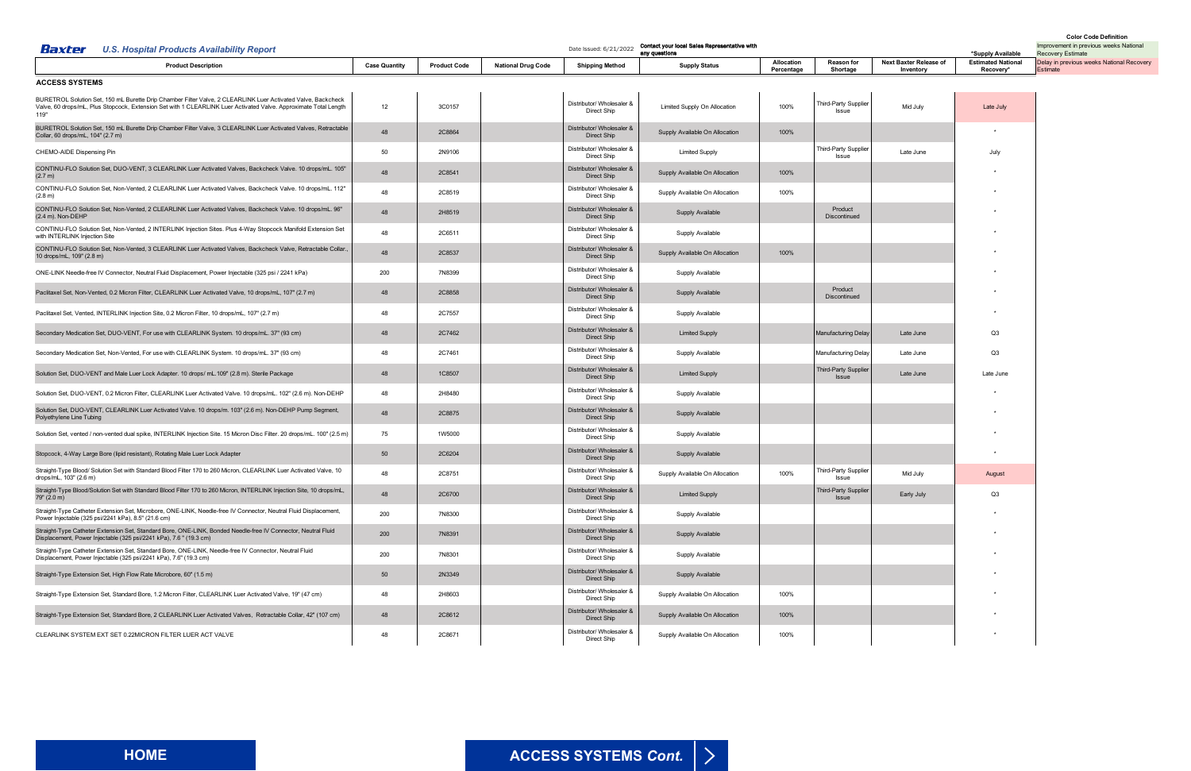**Baxter** *U.S. Hospital Products Availability Report*

Date Issued: 6/21/2022

Contact your local Sales Representative with any questions

**Color Code Definition**

- Improvement in previous weeks National Recovery Estimate
- Delay in previous weeks National Recovery Estimate

*Supply Available

## ACCESS SYSTEMS

| Product Description | Case Quantity | Product Code | National Drug Code | Shipping Method | Supply Status | Allocation Percentage | Reason for Shortage | Next Baxter Release of Inventory | Estimated National Recovery* |
|---|---|---|---|---|---|---|---|---|---|
| BURETROL Solution Set, 150 mL Burette Drip Chamber Filter Valve, 2 CLEARLINK Luer Activated Valve, Backcheck Valve, 60 drops/mL, Plus Stopcock, Extension Set with 1 CLEARLINK Luer Activated Valve. Approximate Total Length 119" | 12 | 3C0157 | | Distributor/ Wholesaler & Direct Ship | Limited Supply On Allocation | 100% | Third-Party Supplier Issue | Mid July | Late July |
| BURETROL Solution Set, 150 mL Burette Drip Chamber Filter Valve, 3 CLEARLINK Luer Activated Valves, Retractable Collar, 60 drops/mL, 104" (2.7 m) | 48 | 2C8864 | | Distributor/ Wholesaler & Direct Ship | Supply Available On Allocation | 100% | | | * |
| CHEMO-AIDE Dispensing Pin | 50 | 2N9106 | | Distributor/ Wholesaler & Direct Ship | Limited Supply | | Third-Party Supplier Issue | Late June | July |
| CONTINU-FLO Solution Set, DUO-VENT, 3 CLEARLINK Luer Activated Valves, Backcheck Valve. 10 drops/mL. 105" (2.7 m) | 48 | 2C8541 | | Distributor/ Wholesaler & Direct Ship | Supply Available On Allocation | 100% | | | * |
| CONTINU-FLO Solution Set, Non-Vented, 2 CLEARLINK Luer Activated Valves, Backcheck Valve. 10 drops/mL. 112" (2.8 m) | 48 | 2C8519 | | Distributor/ Wholesaler & Direct Ship | Supply Available On Allocation | 100% | | | * |
| CONTINU-FLO Solution Set, Non-Vented, 2 CLEARLINK Luer Activated Valves, Backcheck Valve. 10 drops/mL. 96" (2.4 m). Non-DEHP | 48 | 2H8519 | | Distributor/ Wholesaler & Direct Ship | Supply Available | | Product Discontinued | | * |
| CONTINU-FLO Solution Set, Non-Vented, 2 INTERLINK Injection Sites. Plus 4-Way Stopcock Manifold Extension Set with INTERLINK Injection Site | 48 | 2C6511 | | Distributor/ Wholesaler & Direct Ship | Supply Available | | | | * |
| CONTINU-FLO Solution Set, Non-Vented, 3 CLEARLINK Luer Activated Valves, Backcheck Valve, Retractable Collar., 10 drops/mL, 109" (2.8 m) | 48 | 2C8537 | | Distributor/ Wholesaler & Direct Ship | Supply Available On Allocation | 100% | | | * |
| ONE-LINK Needle-free IV Connector, Neutral Fluid Displacement, Power Injectable (325 psi / 2241 kPa) | 200 | 7N8399 | | Distributor/ Wholesaler & Direct Ship | Supply Available | | | | * |
| Paclitaxel Set, Non-Vented, 0.2 Micron Filter, CLEARLINK Luer Activated Valve, 10 drops/mL, 107" (2.7 m) | 48 | 2C8858 | | Distributor/ Wholesaler & Direct Ship | Supply Available | | Product Discontinued | | * |
| Paclitaxel Set, Vented, INTERLINK Injection Site, 0.2 Micron Filter, 10 drops/mL, 107" (2.7 m) | 48 | 2C7557 | | Distributor/ Wholesaler & Direct Ship | Supply Available | | | | * |
| Secondary Medication Set, DUO-VENT, For use with CLEARLINK System. 10 drops/mL. 37" (93 cm) | 48 | 2C7462 | | Distributor/ Wholesaler & Direct Ship | Limited Supply | | Manufacturing Delay | Late June | Q3 |
| Secondary Medication Set, Non-Vented, For use with CLEARLINK System. 10 drops/mL. 37" (93 cm) | 48 | 2C7461 | | Distributor/ Wholesaler & Direct Ship | Supply Available | | Manufacturing Delay | Late June | Q3 |
| Solution Set, DUO-VENT and Male Luer Lock Adapter. 10 drops/ mL.109" (2.8 m). Sterile Package | 48 | 1C8507 | | Distributor/ Wholesaler & Direct Ship | Limited Supply | | Third-Party Supplier Issue | Late June | Late June |
| Solution Set, DUO-VENT, 0.2 Micron Filter, CLEARLINK Luer Activated Valve. 10 drops/mL. 102" (2.6 m). Non-DEHP | 48 | 2H8480 | | Distributor/ Wholesaler & Direct Ship | Supply Available | | | | * |
| Solution Set, DUO-VENT, CLEARLINK Luer Activated Valve. 10 drops/m. 103" (2.6 m). Non-DEHP Pump Segment, Polyethylene Line Tubing | 48 | 2C8875 | | Distributor/ Wholesaler & Direct Ship | Supply Available | | | | * |
| Solution Set, vented / non-vented dual spike, INTERLINK Injection Site. 15 Micron Disc Filter. 20 drops/mL. 100" (2.5 m) | 75 | 1W5000 | | Distributor/ Wholesaler & Direct Ship | Supply Available | | | | * |
| Stopcock, 4-Way Large Bore (lipid resistant), Rotating Male Luer Lock Adapter | 50 | 2C6204 | | Distributor/ Wholesaler & Direct Ship | Supply Available | | | | * |
| Straight-Type Blood/ Solution Set with Standard Blood Filter 170 to 260 Micron, CLEARLINK Luer Activated Valve, 10 drops/mL, 103" (2.6 m) | 48 | 2C8751 | | Distributor/ Wholesaler & Direct Ship | Supply Available On Allocation | 100% | Third-Party Supplier Issue | Mid July | August |
| Straight-Type Blood/Solution Set with Standard Blood Filter 170 to 260 Micron, INTERLINK Injection Site, 10 drops/mL, 79" (2.0 m) | 48 | 2C6700 | | Distributor/ Wholesaler & Direct Ship | Limited Supply | | Third-Party Supplier Issue | Early July | Q3 |
| Straight-Type Catheter Extension Set, Microbore, ONE-LINK, Needle-free IV Connector, Neutral Fluid Displacement, Power Injectable (325 psi/2241 kPa), 8.5" (21.6 cm) | 200 | 7N8300 | | Distributor/ Wholesaler & Direct Ship | Supply Available | | | | * |
| Straight-Type Catheter Extension Set, Standard Bore, ONE-LINK, Bonded Needle-free IV Connector, Neutral Fluid Displacement, Power Injectable (325 psi/2241 kPa), 7.6 " (19.3 cm) | 200 | 7N8391 | | Distributor/ Wholesaler & Direct Ship | Supply Available | | | | * |
| Straight-Type Catheter Extension Set, Standard Bore, ONE-LINK, Needle-free IV Connector, Neutral Fluid Displacement, Power Injectable (325 psi/2241 kPa), 7.6" (19.3 cm) | 200 | 7N8301 | | Distributor/ Wholesaler & Direct Ship | Supply Available | | | | * |
| Straight-Type Extension Set, High Flow Rate Microbore, 60" (1.5 m) | 50 | 2N3349 | | Distributor/ Wholesaler & Direct Ship | Supply Available | | | | * |
| Straight-Type Extension Set, Standard Bore, 1.2 Micron Filter, CLEARLINK Luer Activated Valve, 19" (47 cm) | 48 | 2H8603 | | Distributor/ Wholesaler & Direct Ship | Supply Available On Allocation | 100% | | | * |
| Straight-Type Extension Set, Standard Bore, 2 CLEARLINK Luer Activated Valves, Retractable Collar, 42" (107 cm) | 48 | 2C8612 | | Distributor/ Wholesaler & Direct Ship | Supply Available On Allocation | 100% | | | * |
| CLEARLINK SYSTEM EXT SET 0.22MICRON FILTER LUER ACT VALVE | 48 | 2C8671 | | Distributor/ Wholesaler & Direct Ship | Supply Available On Allocation | 100% | | | * |

HOME

ACCESS SYSTEMS *Cont.*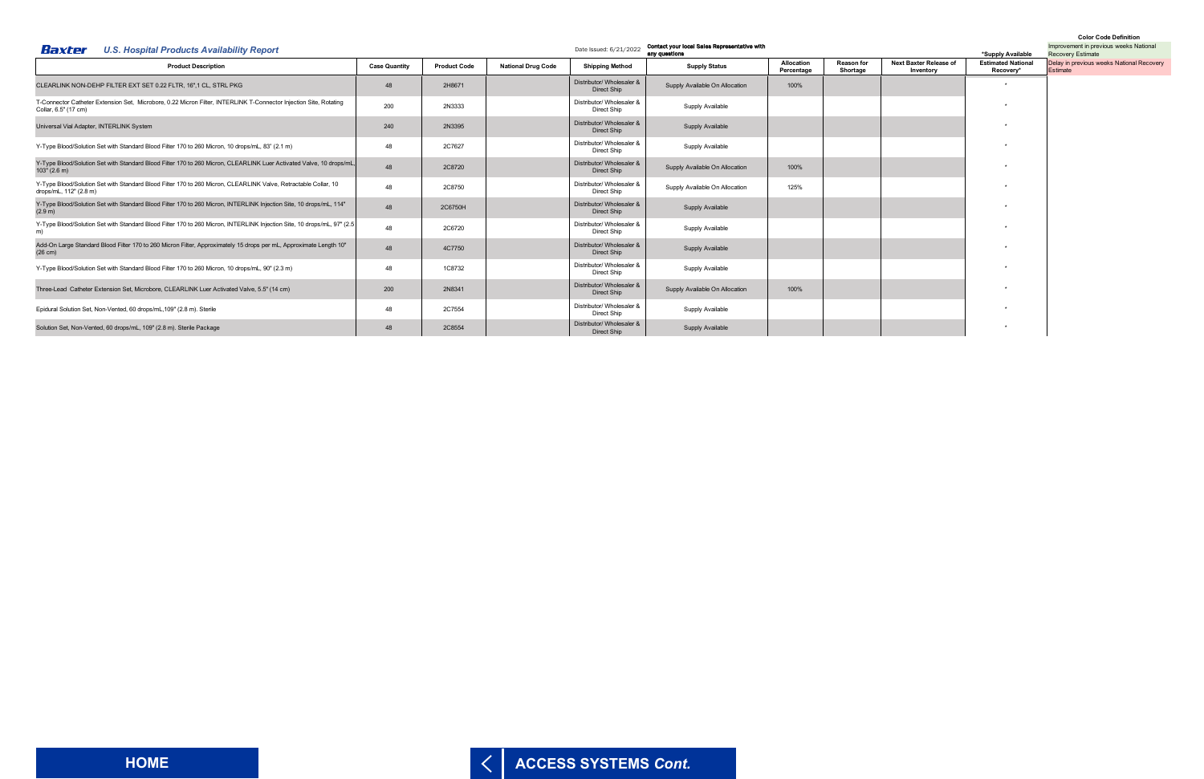**Baxter** *U.S. Hospital Products Availability Report*

Date Issued: 6/21/2022

**Contact your local Sales Representative with any questions**

*Supply Available

**Color Code Definition**

Improvement in previous weeks National Recovery Estimate

Delay in previous weeks National Recovery Estimate

| Product Description | Case Quantity | Product Code | National Drug Code | Shipping Method | Supply Status | Allocation Percentage | Reason for Shortage | Next Baxter Release of Inventory | Estimated National Recovery* |
|---|---|---|---|---|---|---|---|---|---|
| CLEARLINK NON-DEHP FILTER EXT SET 0.22 FLTR, 16",1 CL, STRL PKG | 48 | 2H8671 | | Distributor/ Wholesaler & Direct Ship | Supply Available On Allocation | 100% | | | * |
| T-Connector Catheter Extension Set, Microbore, 0.22 Micron Filter, INTERLINK T-Connector Injection Site, Rotating Collar, 6.5" (17 cm) | 200 | 2N3333 | | Distributor/ Wholesaler & Direct Ship | Supply Available | | | | * |
| Universal Vial Adapter, INTERLINK System | 240 | 2N3395 | | Distributor/ Wholesaler & Direct Ship | Supply Available | | | | * |
| Y-Type Blood/Solution Set with Standard Blood Filter 170 to 260 Micron, 10 drops/mL, 83" (2.1 m) | 48 | 2C7627 | | Distributor/ Wholesaler & Direct Ship | Supply Available | | | | * |
| Y-Type Blood/Solution Set with Standard Blood Filter 170 to 260 Micron, CLEARLINK Luer Activated Valve, 10 drops/mL, 103" (2.6 m) | 48 | 2C8720 | | Distributor/ Wholesaler & Direct Ship | Supply Available On Allocation | 100% | | | * |
| Y-Type Blood/Solution Set with Standard Blood Filter 170 to 260 Micron, CLEARLINK Valve, Retractable Collar, 10 drops/mL, 112" (2.8 m) | 48 | 2C8750 | | Distributor/ Wholesaler & Direct Ship | Supply Available On Allocation | 125% | | | * |
| Y-Type Blood/Solution Set with Standard Blood Filter 170 to 260 Micron, INTERLINK Injection Site, 10 drops/mL, 114" (2.9 m) | 48 | 2C6750H | | Distributor/ Wholesaler & Direct Ship | Supply Available | | | | * |
| Y-Type Blood/Solution Set with Standard Blood Filter 170 to 260 Micron, INTERLINK Injection Site, 10 drops/mL, 97" (2.5 m) | 48 | 2C6720 | | Distributor/ Wholesaler & Direct Ship | Supply Available | | | | * |
| Add-On Large Standard Blood Filter 170 to 260 Micron Filter, Approximately 15 drops per mL, Approximate Length 10" (26 cm) | 48 | 4C7750 | | Distributor/ Wholesaler & Direct Ship | Supply Available | | | | * |
| Y-Type Blood/Solution Set with Standard Blood Filter 170 to 260 Micron, 10 drops/mL, 90" (2.3 m) | 48 | 1C8732 | | Distributor/ Wholesaler & Direct Ship | Supply Available | | | | * |
| Three-Lead Catheter Extension Set, Microbore, CLEARLINK Luer Activated Valve, 5.5" (14 cm) | 200 | 2N8341 | | Distributor/ Wholesaler & Direct Ship | Supply Available On Allocation | 100% | | | * |
| Epidural Solution Set, Non-Vented, 60 drops/mL,109" (2.8 m). Sterile | 48 | 2C7554 | | Distributor/ Wholesaler & Direct Ship | Supply Available | | | | * |
| Solution Set, Non-Vented, 60 drops/mL, 109" (2.8 m). Sterile Package | 48 | 2C8554 | | Distributor/ Wholesaler & Direct Ship | Supply Available | | | | * |

HOME

ACCESS SYSTEMS *Cont.*